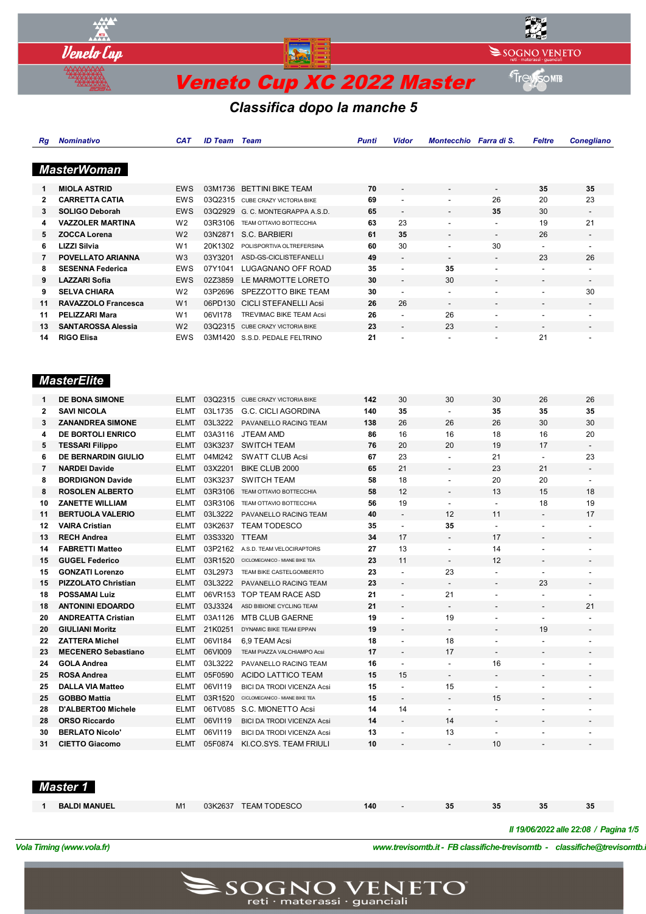# Veneto Cup XC 2022 Master

## Classifica dopo la manche 5

| Rg | Nominativo | CAT | ID Team | Team | Punti | Vidor | Montecchio | Farra di S. | Feltre | Conegliano |
|---|---|---|---|---|---|---|---|---|---|---|
| **MasterWoman** | | | | | | | | | | |
| 1 | MIOLA ASTRID | EWS | 03M1736 | BETTINI BIKE TEAM | 70 | - | - | - | 35 | 35 |
| 2 | CARRETTA CATIA | EWS | 03Q2315 | CUBE CRAZY VICTORIA BIKE | 69 | - | - | 26 | 20 | 23 |
| 3 | SOLIGO Deborah | EWS | 03Q2929 | G. C. MONTEGRAPPA A.S.D. | 65 | - | - | 35 | 30 | - |
| 4 | VAZZOLER MARTINA | W2 | 03R3106 | TEAM OTTAVIO BOTTECCHIA | 63 | 23 | - | - | 19 | 21 |
| 5 | ZOCCA Lorena | W2 | 03N2871 | S.C. BARBIERI | 61 | 35 | - | - | 26 | - |
| 6 | LIZZI Silvia | W1 | 20K1302 | POLISPORTIVA OLTREFERSINA | 60 | 30 | - | 30 | - | - |
| 7 | POVELLATO ARIANNA | W3 | 03Y3201 | ASD-GS-CICLISTEFANELLI | 49 | - | - | - | 23 | 26 |
| 8 | SESENNA Federica | EWS | 07Y1041 | LUGAGNANO OFF ROAD | 35 | - | 35 | - | - | - |
| 9 | LAZZARI Sofia | EWS | 02Z3859 | LE MARMOTTE LORETO | 30 | - | 30 | - | - | - |
| 9 | SELVA CHIARA | W2 | 03P2696 | SPEZZOTTO BIKE TEAM | 30 | - | - | - | - | 30 |
| 11 | RAVAZZOLO Francesca | W1 | 06PD130 | CICLI STEFANELLI Acsi | 26 | 26 | - | - | - | - |
| 11 | PELIZZARI Mara | W1 | 06VI178 | TREVIMAC BIKE TEAM Acsi | 26 | - | 26 | - | - | - |
| 13 | SANTAROSSA Alessia | W2 | 03Q2315 | CUBE CRAZY VICTORIA BIKE | 23 | - | 23 | - | - | - |
| 14 | RIGO Elisa | EWS | 03M1420 | S.S.D. PEDALE FELTRINO | 21 | - | - | - | 21 | - |
| **MasterElite** | | | | | | | | | | |
| 1 | DE BONA SIMONE | ELMT | 03Q2315 | CUBE CRAZY VICTORIA BIKE | 142 | 30 | 30 | 30 | 26 | 26 |
| 2 | SAVI NICOLA | ELMT | 03L1735 | G.C. CICLI AGORDINA | 140 | 35 | - | 35 | 35 | 35 |
| 3 | ZANANDREA SIMONE | ELMT | 03L3222 | PAVANELLO RACING TEAM | 138 | 26 | 26 | 26 | 30 | 30 |
| 4 | DE BORTOLI ENRICO | ELMT | 03A3116 | JTEAM AMD | 86 | 16 | 16 | 18 | 16 | 20 |
| 5 | TESSARI Filippo | ELMT | 03K3237 | SWITCH TEAM | 76 | 20 | 20 | 19 | 17 | - |
| 6 | DE BERNARDIN GIULIO | ELMT | 04MI242 | SWATT CLUB Acsi | 67 | 23 | - | 21 | - | 23 |
| 7 | NARDEI Davide | ELMT | 03X2201 | BIKE CLUB 2000 | 65 | 21 | - | 23 | 21 | - |
| 8 | BORDIGNON Davide | ELMT | 03K3237 | SWITCH TEAM | 58 | 18 | - | 20 | 20 | - |
| 8 | ROSOLEN ALBERTO | ELMT | 03R3106 | TEAM OTTAVIO BOTTECCHIA | 58 | 12 | - | 13 | 15 | 18 |
| 10 | ZANETTE WILLIAM | ELMT | 03R3106 | TEAM OTTAVIO BOTTECCHIA | 56 | 19 | - | - | 18 | 19 |
| 11 | BERTUOLA VALERIO | ELMT | 03L3222 | PAVANELLO RACING TEAM | 40 | - | 12 | 11 | - | 17 |
| 12 | VAIRA Cristian | ELMT | 03K2637 | TEAM TODESCO | 35 | - | 35 | - | - | - |
| 13 | RECH Andrea | ELMT | 03S3320 | TTEAM | 34 | 17 | - | 17 | - | - |
| 14 | FABRETTI Matteo | ELMT | 03P2162 | A.S.D. TEAM VELOCIRAPTORS | 27 | 13 | - | 14 | - | - |
| 15 | GUGEL Federico | ELMT | 03R1520 | CICLOMECANICO - MIANE BIKE TEA | 23 | 11 | - | 12 | - | - |
| 15 | GONZATI Lorenzo | ELMT | 03L2973 | TEAM BIKE CASTELGOMBERTO | 23 | - | 23 | - | - | - |
| 15 | PIZZOLATO Christian | ELMT | 03L3222 | PAVANELLO RACING TEAM | 23 | - | - | - | 23 | - |
| 18 | POSSAMAI Luiz | ELMT | 06VR153 | TOP TEAM RACE ASD | 21 | - | 21 | - | - | - |
| 18 | ANTONINI EDOARDO | ELMT | 03J3324 | ASD BIBIONE CYCLING TEAM | 21 | - | - | - | - | 21 |
| 20 | ANDREATTA Cristian | ELMT | 03A1126 | MTB CLUB GAERNE | 19 | - | 19 | - | - | - |
| 20 | GIULIANI Moritz | ELMT | 21K0251 | DYNAMIC BIKE TEAM EPPAN | 19 | - | - | - | 19 | - |
| 22 | ZATTERA Michel | ELMT | 06VI184 | 6,9 TEAM Acsi | 18 | - | 18 | - | - | - |
| 23 | MECENERO Sebastiano | ELMT | 06VI009 | TEAM PIAZZA VALCHIAMPO Acsi | 17 | - | 17 | - | - | - |
| 24 | GOLA Andrea | ELMT | 03L3222 | PAVANELLO RACING TEAM | 16 | - | - | 16 | - | - |
| 25 | ROSA Andrea | ELMT | 05F0590 | ACIDO LATTICO TEAM | 15 | 15 | - | - | - | - |
| 25 | DALLA VIA Matteo | ELMT | 06VI119 | BICI DA TRODI VICENZA Acsi | 15 | - | 15 | - | - | - |
| 25 | GOBBO Mattia | ELMT | 03R1520 | CICLOMECANICO - MIANE BIKE TEA | 15 | - | - | 15 | - | - |
| 28 | D'ALBERTO0 Michele | ELMT | 06TV085 | S.C. MIONETTO Acsi | 14 | 14 | - | - | - | - |
| 28 | ORSO Riccardo | ELMT | 06VI119 | BICI DA TRODI VICENZA Acsi | 14 | - | 14 | - | - | - |
| 30 | BERLATO Nicolo' | ELMT | 06VI119 | BICI DA TRODI VICENZA Acsi | 13 | - | 13 | - | - | - |
| 31 | CIETTO Giacomo | ELMT | 05F0874 | KI.CO.SYS. TEAM FRIULI | 10 | - | - | 10 | - | - |
| **Master 1** | | | | | | | | | | |
| 1 | BALDI MANUEL | M1 | 03K2637 | TEAM TODESCO | 140 | - | 35 | 35 | 35 | 35 |

*Il 19/06/2022 alle 22:08 / Pagina 1/5*

*Vola Timing (www.vola.fr)* — *www.trevisomtb.it - FB classifiche-trevisomtb - classifiche@trevisomtb.i*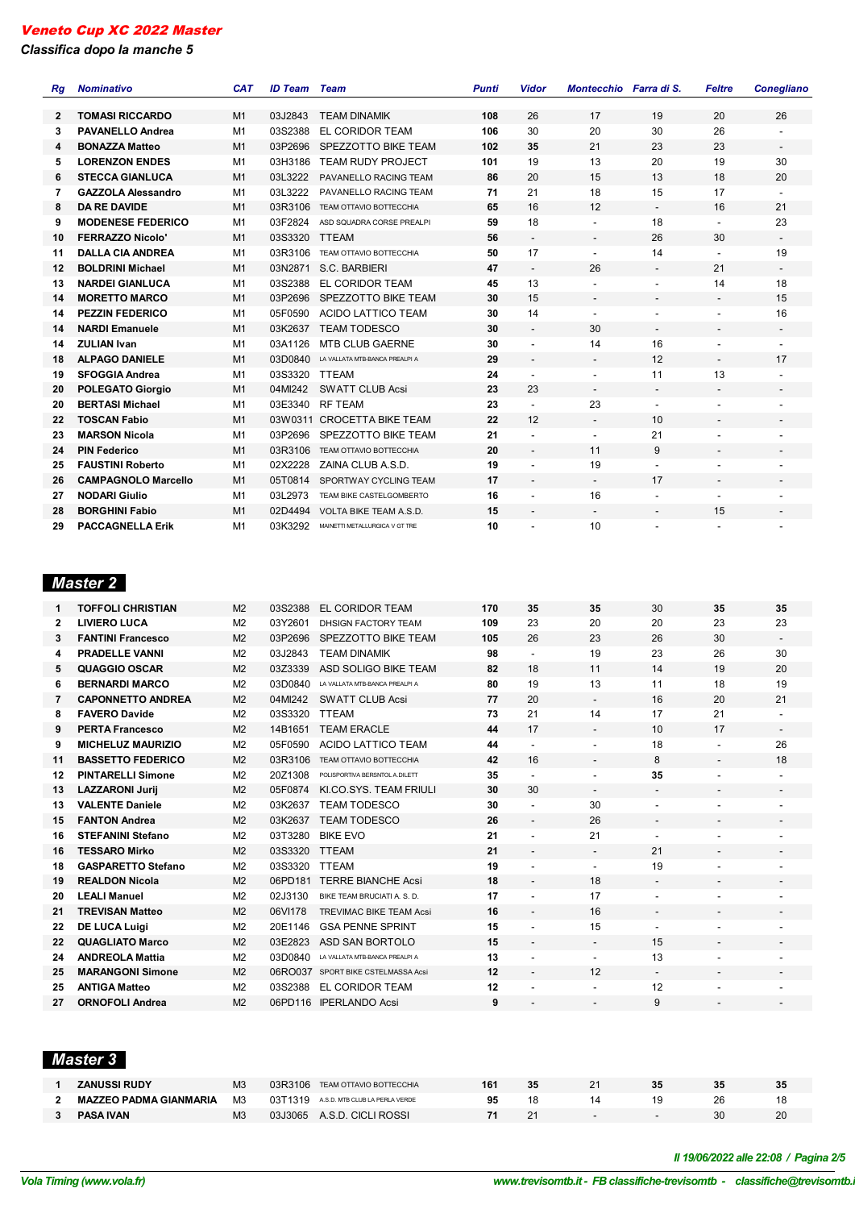# Veneto Cup XC 2022 Master

## Classifica dopo la manche 5

| Rg | Nominativo | CAT | ID Team | Team | Punti | Vidor | Montecchio | Farra di S. | Feltre | Conegliano |
|---|---|---|---|---|---|---|---|---|---|---|
| 2 | TOMASI RICCARDO | M1 | 03J2843 | TEAM DINAMIK | 108 | 26 | 17 | 19 | 20 | 26 |
| 3 | PAVANELLO Andrea | M1 | 03S2388 | EL CORIDOR TEAM | 106 | 30 | 20 | 30 | 26 | - |
| 4 | BONAZZA Matteo | M1 | 03P2696 | SPEZZOTTO BIKE TEAM | 102 | 35 | 21 | 23 | 23 | - |
| 5 | LORENZON ENDES | M1 | 03H3186 | TEAM RUDY PROJECT | 101 | 19 | 13 | 20 | 19 | 30 |
| 6 | STECCA GIANLUCA | M1 | 03L3222 | PAVANELLO RACING TEAM | 86 | 20 | 15 | 13 | 18 | 20 |
| 7 | GAZZOLA Alessandro | M1 | 03L3222 | PAVANELLO RACING TEAM | 71 | 21 | 18 | 15 | 17 | - |
| 8 | DA RE DAVIDE | M1 | 03R3106 | TEAM OTTAVIO BOTTECCHIA | 65 | 16 | 12 | - | 16 | 21 |
| 9 | MODENESE FEDERICO | M1 | 03F2824 | ASD SQUADRA CORSE PREALPI | 59 | 18 | - | 18 | - | 23 |
| 10 | FERRAZZO Nicolo' | M1 | 03S3320 | TTEAM | 56 | - | - | 26 | 30 | - |
| 11 | DALLA CIA ANDREA | M1 | 03R3106 | TEAM OTTAVIO BOTTECCHIA | 50 | 17 | - | 14 | - | 19 |
| 12 | BOLDRINI Michael | M1 | 03N2871 | S.C. BARBIERI | 47 | - | 26 | - | 21 | - |
| 13 | NARDEI GIANLUCA | M1 | 03S2388 | EL CORIDOR TEAM | 45 | 13 | - | - | 14 | 18 |
| 14 | MORETTO MARCO | M1 | 03P2696 | SPEZZOTTO BIKE TEAM | 30 | 15 | - | - | - | 15 |
| 14 | PEZZIN FEDERICO | M1 | 05F0590 | ACIDO LATTICO TEAM | 30 | 14 | - | - | - | 16 |
| 14 | NARDI Emanuele | M1 | 03K2637 | TEAM TODESCO | 30 | - | 30 | - | - | - |
| 14 | ZULIAN Ivan | M1 | 03A1126 | MTB CLUB GAERNE | 30 | - | 14 | 16 | - | - |
| 18 | ALPAGO DANIELE | M1 | 03D0840 | LA VALLATA MTB-BANCA PREALPI A | 29 | - | - | 12 | - | 17 |
| 19 | SFOGGIA Andrea | M1 | 03S3320 | TTEAM | 24 | - | - | 11 | 13 | - |
| 20 | POLEGATO Giorgio | M1 | 04MI242 | SWATT CLUB Acsi | 23 | 23 | - | - | - | - |
| 20 | BERTASI Michael | M1 | 03E3340 | RF TEAM | 23 | - | 23 | - | - | - |
| 22 | TOSCAN Fabio | M1 | 03W0311 | CROCETTA BIKE TEAM | 22 | 12 | - | 10 | - | - |
| 23 | MARSON Nicola | M1 | 03P2696 | SPEZZOTTO BIKE TEAM | 21 | - | - | 21 | - | - |
| 24 | PIN Federico | M1 | 03R3106 | TEAM OTTAVIO BOTTECCHIA | 20 | - | 11 | 9 | - | - |
| 25 | FAUSTINI Roberto | M1 | 02X2228 | ZAINA CLUB A.S.D. | 19 | - | 19 | - | - | - |
| 26 | CAMPAGNOLO Marcello | M1 | 05T0814 | SPORTWAY CYCLING TEAM | 17 | - | - | 17 | - | - |
| 27 | NODARI Giulio | M1 | 03L2973 | TEAM BIKE CASTELGOMBERTO | 16 | - | 16 | - | - | - |
| 28 | BORGHINI Fabio | M1 | 02D4494 | VOLTA BIKE TEAM A.S.D. | 15 | - | - | - | 15 | - |
| 29 | PACCAGNELLA Erik | M1 | 03K3292 | MAINETTI METALLURGICA V GT TRE | 10 | - | 10 | - | - | - |

## Master 2

| Rg | Nominativo | CAT | ID Team | Team | Punti | Vidor | Montecchio | Farra di S. | Feltre | Conegliano |
|---|---|---|---|---|---|---|---|---|---|---|
| 1 | TOFFOLI CHRISTIAN | M2 | 03S2388 | EL CORIDOR TEAM | 170 | 35 | 35 | 30 | 35 | 35 |
| 2 | LIVIERO LUCA | M2 | 03Y2601 | DHSIGN FACTORY TEAM | 109 | 23 | 20 | 20 | 23 | 23 |
| 3 | FANTIN Francesco | M2 | 03P2696 | SPEZZOTTO BIKE TEAM | 105 | 26 | 23 | 26 | 30 | - |
| 4 | PRADELLE VANNI | M2 | 03J2843 | TEAM DINAMIK | 98 | - | 19 | 23 | 26 | 30 |
| 5 | QUAGGIO OSCAR | M2 | 03Z3339 | ASD SOLIGO BIKE TEAM | 82 | 18 | 11 | 14 | 19 | 20 |
| 6 | BERNARDI MARCO | M2 | 03D0840 | LA VALLATA MTB-BANCA PREALPI A | 80 | 19 | 13 | 11 | 18 | 19 |
| 7 | CAPONNETTO ANDREA | M2 | 04MI242 | SWATT CLUB Acsi | 77 | 20 | - | 16 | 20 | 21 |
| 8 | FAVERO Davide | M2 | 03S3320 | TTEAM | 73 | 21 | 14 | 17 | 21 | - |
| 9 | PERTA Francesco | M2 | 14B1651 | TEAM ERACLE | 44 | 17 | - | 10 | 17 | - |
| 9 | MICHELUZ MAURIZIO | M2 | 05F0590 | ACIDO LATTICO TEAM | 44 | - | - | 18 | - | 26 |
| 11 | BASSETTO FEDERICO | M2 | 03R3106 | TEAM OTTAVIO BOTTECCHIA | 42 | 16 | - | 8 | - | 18 |
| 12 | PINTARELLI Simone | M2 | 20Z1308 | POLISPORTIVA BERSNTOL A.DILETT | 35 | - | - | 35 | - | - |
| 13 | LAZZARONI Jurij | M2 | 05F0874 | KI.CO.SYS. TEAM FRIULI | 30 | 30 | - | - | - | - |
| 13 | VALENTE Daniele | M2 | 03K2637 | TEAM TODESCO | 30 | - | 30 | - | - | - |
| 15 | FANTON Andrea | M2 | 03K2637 | TEAM TODESCO | 26 | - | 26 | - | - | - |
| 16 | STEFANINI Stefano | M2 | 03T3280 | BIKE EVO | 21 | - | 21 | - | - | - |
| 16 | TESSARO Mirko | M2 | 03S3320 | TTEAM | 21 | - | - | 21 | - | - |
| 18 | GASPARETTO Stefano | M2 | 03S3320 | TTEAM | 19 | - | - | 19 | - | - |
| 19 | REALDON Nicola | M2 | 06PD181 | TERRE BIANCHE Acsi | 18 | - | 18 | - | - | - |
| 20 | LEALI Manuel | M2 | 02J3130 | BIKE TEAM BRUCIATI A. S. D. | 17 | - | 17 | - | - | - |
| 21 | TREVISAN Matteo | M2 | 06VI178 | TREVIMAC BIKE TEAM Acsi | 16 | - | 16 | - | - | - |
| 22 | DE LUCA Luigi | M2 | 20E1146 | GSA PENNE SPRINT | 15 | - | 15 | - | - | - |
| 22 | QUAGLIATO Marco | M2 | 03E2823 | ASD SAN BORTOLO | 15 | - | - | 15 | - | - |
| 24 | ANDREOLA Mattia | M2 | 03D0840 | LA VALLATA MTB-BANCA PREALPI A | 13 | - | - | 13 | - | - |
| 25 | MARANGONI Simone | M2 | 06RO037 | SPORT BIKE CSTELMASSA Acsi | 12 | - | 12 | - | - | - |
| 25 | ANTIGA Matteo | M2 | 03S2388 | EL CORIDOR TEAM | 12 | - | - | 12 | - | - |
| 27 | ORNOFOLI Andrea | M2 | 06PD116 | IPERLANDO Acsi | 9 | - | - | 9 | - | - |

## Master 3

| Rg | Nominativo | CAT | ID Team | Team | Punti | Vidor | Montecchio | Farra di S. | Feltre | Conegliano |
|---|---|---|---|---|---|---|---|---|---|---|
| 1 | ZANUSSI RUDY | M3 | 03R3106 | TEAM OTTAVIO BOTTECCHIA | 161 | 35 | 21 | 35 | 35 | 35 |
| 2 | MAZZEO PADMA GIANMARIA | M3 | 03T1319 | A.S.D. MTB CLUB LA PERLA VERDE | 95 | 18 | 14 | 19 | 26 | 18 |
| 3 | PASA IVAN | M3 | 03J3065 | A.S.D. CICLI ROSSI | 71 | 21 | - | - | 30 | 20 |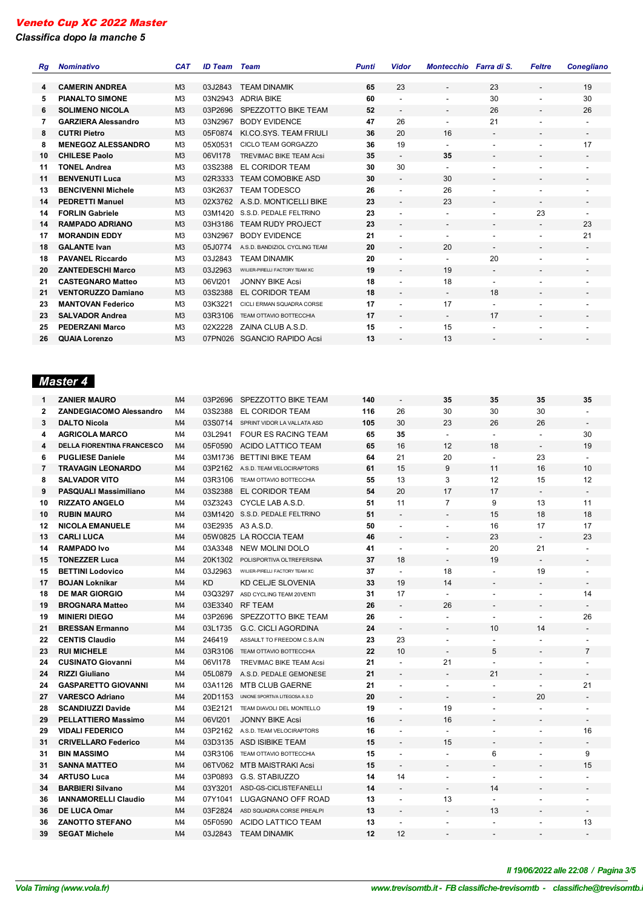*Veneto Cup XC 2022 Master*

*Classifica dopo la manche 5*

| Rg | Nominativo | CAT | ID Team | Team | Punti | Vidor | Montecchio | Farra di S. | Feltre | Conegliano |
|---|---|---|---|---|---|---|---|---|---|---|
| 4 | **CAMERIN ANDREA** | M3 | 03J2843 | TEAM DINAMIK | **65** | 23 | - | 23 | - | 19 |
| 5 | **PIANALTO SIMONE** | M3 | 03N2943 | ADRIA BIKE | **60** | - | - | 30 | - | 30 |
| 6 | **SOLIMENO NICOLA** | M3 | 03P2696 | SPEZZOTTO BIKE TEAM | **52** | - | - | 26 | - | 26 |
| 7 | **GARZIERA Alessandro** | M3 | 03N2967 | BODY EVIDENCE | **47** | 26 | - | 21 | - | - |
| 8 | **CUTRI Pietro** | M3 | 05F0874 | KI.CO.SYS. TEAM FRIULI | **36** | 20 | 16 | - | - | - |
| 8 | **MENEGOZ ALESSANDRO** | M3 | 05X0531 | CICLO TEAM GORGAZZO | **36** | 19 | - | - | - | 17 |
| 10 | **CHILESE Paolo** | M3 | 06VI178 | TREVIMAC BIKE TEAM Acsi | **35** | - | **35** | - | - | - |
| 11 | **TONEL Andrea** | M3 | 03S2388 | EL CORIDOR TEAM | **30** | 30 | - | - | - | - |
| 11 | **BENVENUTI Luca** | M3 | 02R3333 | TEAM COMOBIKE ASD | **30** | - | 30 | - | - | - |
| 13 | **BENCIVENNI Michele** | M3 | 03K2637 | TEAM TODESCO | **26** | - | 26 | - | - | - |
| 14 | **PEDRETTI Manuel** | M3 | 02X3762 | A.S.D. MONTICELLI BIKE | **23** | - | 23 | - | - | - |
| 14 | **FORLIN Gabriele** | M3 | 03M1420 | S.S.D. PEDALE FELTRINO | **23** | - | - | - | 23 | - |
| 14 | **RAMPADO ADRIANO** | M3 | 03H3186 | TEAM RUDY PROJECT | **23** | - | - | - | - | 23 |
| 17 | **MORANDIN EDDY** | M3 | 03N2967 | BODY EVIDENCE | **21** | - | - | - | - | 21 |
| 18 | **GALANTE Ivan** | M3 | 05J0774 | A.S.D. BANDIZIOL CYCLING TEAM | **20** | - | 20 | - | - | - |
| 18 | **PAVANEL Riccardo** | M3 | 03J2843 | TEAM DINAMIK | **20** | - | - | 20 | - | - |
| 20 | **ZANTEDESCHI Marco** | M3 | 03J2963 | WILIER-PIRELLI FACTORY TEAM XC | **19** | - | 19 | - | - | - |
| 21 | **CASTEGNARO Matteo** | M3 | 06VI201 | JONNY BIKE Acsi | **18** | - | 18 | - | - | - |
| 21 | **VENTORUZZO Damiano** | M3 | 03S2388 | EL CORIDOR TEAM | **18** | - | - | 18 | - | - |
| 23 | **MANTOVAN Federico** | M3 | 03K3221 | CICLI ERMAN SQUADRA CORSE | **17** | - | 17 | - | - | - |
| 23 | **SALVADOR Andrea** | M3 | 03R3106 | TEAM OTTAVIO BOTTECCHIA | **17** | - | - | 17 | - | - |
| 25 | **PEDERZANI Marco** | M3 | 02X2228 | ZAINA CLUB A.S.D. | **15** | - | 15 | - | - | - |
| 26 | **QUAIA Lorenzo** | M3 | 07PN026 | SGANCIO RAPIDO Acsi | **13** | - | 13 | - | - | - |

## Master 4

| Rg | Nominativo | CAT | ID Team | Team | Punti | Vidor | Montecchio | Farra di S. | Feltre | Conegliano |
|---|---|---|---|---|---|---|---|---|---|---|
| 1 | **ZANIER MAURO** | M4 | 03P2696 | SPEZZOTTO BIKE TEAM | **140** | - | **35** | **35** | **35** | **35** |
| 2 | **ZANDEGIACOMO Alessandro** | M4 | 03S2388 | EL CORIDOR TEAM | **116** | 26 | 30 | 30 | 30 | - |
| 3 | **DALTO Nicola** | M4 | 03S0714 | SPRINT VIDOR LA VALLATA ASD | **105** | 30 | 23 | 26 | 26 | - |
| 4 | **AGRICOLA MARCO** | M4 | 03L2941 | FOUR ES RACING TEAM | **65** | **35** | - | - | - | 30 |
| 4 | **DELLA FIORENTINA FRANCESCO** | M4 | 05F0590 | ACIDO LATTICO TEAM | **65** | 16 | 12 | 18 | - | 19 |
| 6 | **PUGLIESE Daniele** | M4 | 03M1736 | BETTINI BIKE TEAM | **64** | 21 | 20 | - | 23 | - |
| 7 | **TRAVAGIN LEONARDO** | M4 | 03P2162 | A.S.D. TEAM VELOCIRAPTORS | **61** | 15 | 9 | 11 | 16 | 10 |
| 8 | **SALVADOR VITO** | M4 | 03R3106 | TEAM OTTAVIO BOTTECCHIA | **55** | 13 | 3 | 12 | 15 | 12 |
| 9 | **PASQUALI Massimiliano** | M4 | 03S2388 | EL CORIDOR TEAM | **54** | 20 | 17 | 17 | - | - |
| 10 | **RIZZATO ANGELO** | M4 | 03Z3243 | CYCLE LAB A.S.D. | **51** | 11 | 7 | 9 | 13 | 11 |
| 10 | **RUBIN MAURO** | M4 | 03M1420 | S.S.D. PEDALE FELTRINO | **51** | - | - | 15 | 18 | 18 |
| 12 | **NICOLA EMANUELE** | M4 | 03E2935 | A3 A.S.D. | **50** | - | - | 16 | 17 | 17 |
| 13 | **CARLI LUCA** | M4 | 05W0825 | LA ROCCIA TEAM | **46** | - | - | 23 | - | 23 |
| 14 | **RAMPADO Ivo** | M4 | 03A3348 | NEW MOLINI DOLO | **41** | - | - | 20 | 21 | - |
| 15 | **TONEZZER Luca** | M4 | 20K1302 | POLISPORTIVA OLTREFERSINA | **37** | 18 | - | 19 | - | - |
| 15 | **BETTINI Lodovico** | M4 | 03J2963 | WILIER-PIRELLI FACTORY TEAM XC | **37** | - | 18 | - | 19 | - |
| 17 | **BOJAN Loknikar** | M4 | KD | KD CELJE SLOVENIA | **33** | 19 | 14 | - | - | - |
| 18 | **DE MAR GIORGIO** | M4 | 03Q3297 | ASD CYCLING TEAM 20VENTI | **31** | 17 | - | - | - | 14 |
| 19 | **BROGNARA Matteo** | M4 | 03E3340 | RF TEAM | **26** | - | 26 | - | - | - |
| 19 | **MINIERI DIEGO** | M4 | 03P2696 | SPEZZOTTO BIKE TEAM | **26** | - | - | - | - | 26 |
| 21 | **BRESSAN Ermanno** | M4 | 03L1735 | G.C. CICLI AGORDINA | **24** | - | - | 10 | 14 | - |
| 22 | **CENTIS Claudio** | M4 | 246419 | ASSAULT TO FREEDOM C.S.A.IN | **23** | 23 | - | - | - | - |
| 23 | **RUI MICHELE** | M4 | 03R3106 | TEAM OTTAVIO BOTTECCHIA | **22** | 10 | - | 5 | - | 7 |
| 24 | **CUSINATO Giovanni** | M4 | 06VI178 | TREVIMAC BIKE TEAM Acsi | **21** | - | 21 | - | - | - |
| 24 | **RIZZI Giuliano** | M4 | 05L0879 | A.S.D. PEDALE GEMONESE | **21** | - | - | 21 | - | - |
| 24 | **GASPARETTO GIOVANNI** | M4 | 03A1126 | MTB CLUB GAERNE | **21** | - | - | - | - | 21 |
| 27 | **VARESCO Adriano** | M4 | 20D1153 | UNIONE SPORTIVA LITEGOSA A.S.D | **20** | - | - | - | 20 | - |
| 28 | **SCANDIUZZI Davide** | M4 | 03E2121 | TEAM DIAVOLI DEL MONTELLO | **19** | - | 19 | - | - | - |
| 29 | **PELLATTIERO Massimo** | M4 | 06VI201 | JONNY BIKE Acsi | **16** | - | 16 | - | - | - |
| 29 | **VIDALI FEDERICO** | M4 | 03P2162 | A.S.D. TEAM VELOCIRAPTORS | **16** | - | - | - | - | 16 |
| 31 | **CRIVELLARO Federico** | M4 | 03D3135 | ASD ISIBIKE TEAM | **15** | - | 15 | - | - | - |
| 31 | **BIN MASSIMO** | M4 | 03R3106 | TEAM OTTAVIO BOTTECCHIA | **15** | - | - | 6 | - | 9 |
| 31 | **SANNA MATTEO** | M4 | 06TV062 | MTB MAISTRAKI Acsi | **15** | - | - | - | - | 15 |
| 34 | **ARTUSO Luca** | M4 | 03P0893 | G.S. STABIUZZO | **14** | 14 | - | - | - | - |
| 34 | **BARBIERI Silvano** | M4 | 03Y3201 | ASD-GS-CICLISTEFANELLI | **14** | - | - | 14 | - | - |
| 36 | **IANNAMORELLI Claudio** | M4 | 07Y1041 | LUGAGNANO OFF ROAD | **13** | - | 13 | - | - | - |
| 36 | **DE LUCA Omar** | M4 | 03F2824 | ASD SQUADRA CORSE PREALPI | **13** | - | - | 13 | - | - |
| 36 | **ZANOTTO STEFANO** | M4 | 05F0590 | ACIDO LATTICO TEAM | **13** | - | - | - | - | 13 |
| 39 | **SEGAT Michele** | M4 | 03J2843 | TEAM DINAMIK | **12** | 12 | - | - | - | - |

*Il 19/06/2022 alle 22:08*

*Vola Timing (www.vola.fr)* *www.trevisomtb.it - FB classifiche-trevisomtb - classifiche@trevisomtb.it*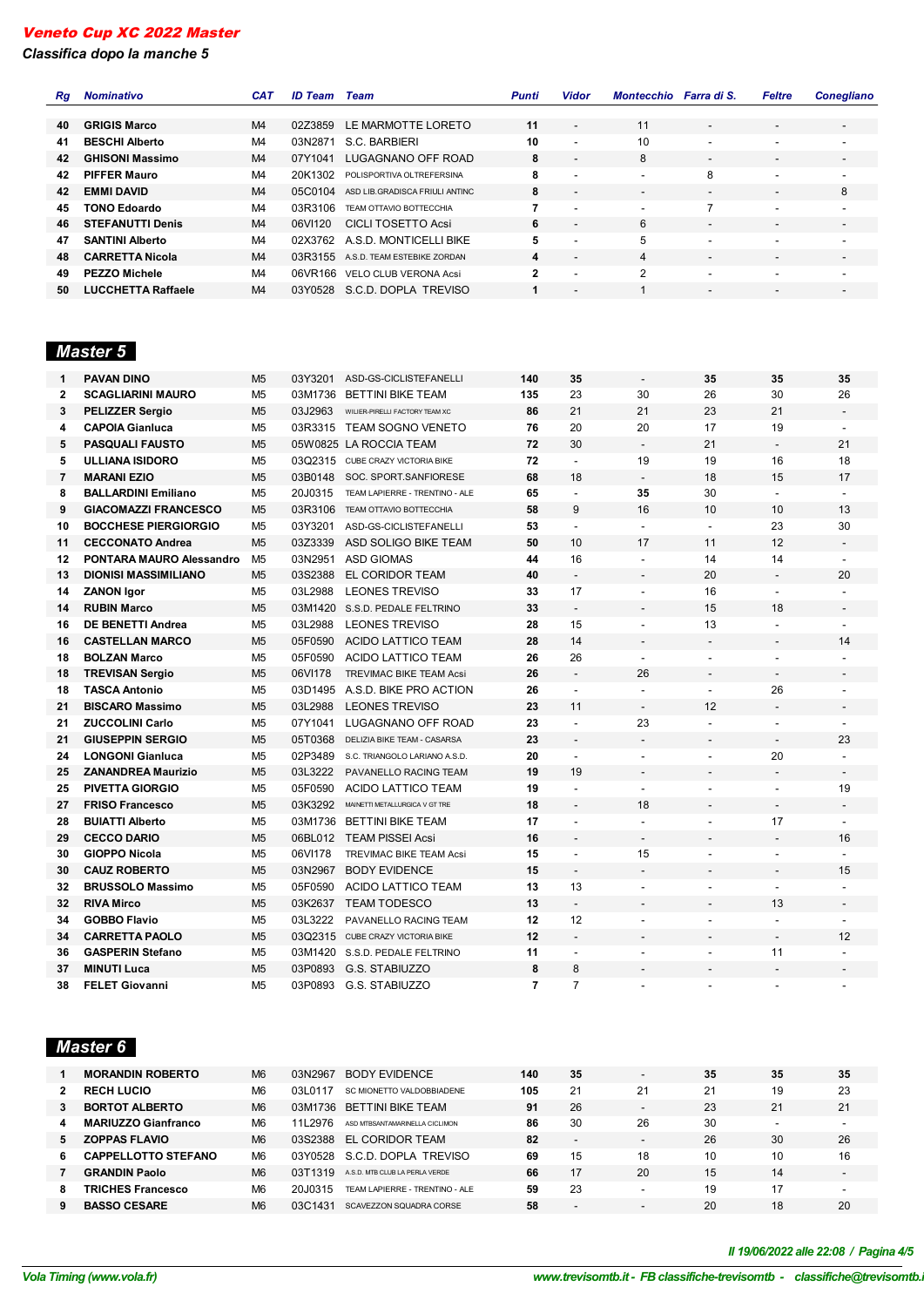# *Veneto Cup XC 2022 Master*

*Classifica dopo la manche 5*

| Rg | Nominativo | CAT | ID Team | Team | Punti | Vidor | Montecchio | Farra di S. | Feltre | Conegliano |
|---|---|---|---|---|---|---|---|---|---|---|
| 40 | **GRIGIS Marco** | M4 | 02Z3859 | LE MARMOTTE LORETO | **11** | - | 11 | - | - | - |
| 41 | **BESCHI Alberto** | M4 | 03N2871 | S.C. BARBIERI | **10** | - | 10 | - | - | - |
| 42 | **GHISONI Massimo** | M4 | 07Y1041 | LUGAGNANO OFF ROAD | **8** | - | 8 | - | - | - |
| 42 | **PIFFER Mauro** | M4 | 20K1302 | POLISPORTIVA OLTREFERSINA | **8** | - | - | 8 | - | - |
| 42 | **EMMI DAVID** | M4 | 05C0104 | ASD LIB.GRADISCA FRIULI ANTINC | **8** | - | - | - | - | 8 |
| 45 | **TONO Edoardo** | M4 | 03R3106 | TEAM OTTAVIO BOTTECCHIA | **7** | - | - | 7 | - | - |
| 46 | **STEFANUTTI Denis** | M4 | 06VI120 | CICLI TOSETTO Acsi | **6** | - | 6 | - | - | - |
| 47 | **SANTINI Alberto** | M4 | 02X3762 | A.S.D. MONTICELLI BIKE | **5** | - | 5 | - | - | - |
| 48 | **CARRETTA Nicola** | M4 | 03R3155 | A.S.D. TEAM ESTEBIKE ZORDAN | **4** | - | 4 | - | - | - |
| 49 | **PEZZO Michele** | M4 | 06VR166 | VELO CLUB VERONA Acsi | **2** | - | 2 | - | - | - |
| 50 | **LUCCHETTA Raffaele** | M4 | 03Y0528 | S.C.D. DOPLA TREVISO | **1** | - | 1 | - | - | - |

## *Master 5*

| Rg | Nominativo | CAT | ID Team | Team | Punti | Vidor | Montecchio | Farra di S. | Feltre | Conegliano |
|---|---|---|---|---|---|---|---|---|---|---|
| 1 | **PAVAN DINO** | M5 | 03Y3201 | ASD-GS-CICLISTEFANELLI | **140** | **35** | - | **35** | **35** | **35** |
| 2 | **SCAGLIARINI MAURO** | M5 | 03M1736 | BETTINI BIKE TEAM | **135** | 23 | 30 | 26 | 30 | 26 |
| 3 | **PELIZZER Sergio** | M5 | 03J2963 | WILIER-PIRELLI FACTORY TEAM XC | **86** | 21 | 21 | 23 | 21 | - |
| 4 | **CAPOIA Gianluca** | M5 | 03R3315 | TEAM SOGNO VENETO | **76** | 20 | 20 | 17 | 19 | - |
| 5 | **PASQUALI FAUSTO** | M5 | 05W0825 | LA ROCCIA TEAM | **72** | 30 | - | 21 | - | 21 |
| 5 | **ULLIANA ISIDORO** | M5 | 03Q2315 | CUBE CRAZY VICTORIA BIKE | **72** | - | 19 | 19 | 16 | 18 |
| 7 | **MARANI EZIO** | M5 | 03B0148 | SOC. SPORT.SANFIORESE | **68** | 18 | - | 18 | 15 | 17 |
| 8 | **BALLARDINI Emiliano** | M5 | 20J0315 | TEAM LAPIERRE - TRENTINO - ALE | **65** | - | **35** | 30 | - | - |
| 9 | **GIACOMAZZI FRANCESCO** | M5 | 03R3106 | TEAM OTTAVIO BOTTECCHIA | **58** | 9 | 16 | 10 | 10 | 13 |
| 10 | **BOCCHESE PIERGIORGIO** | M5 | 03Y3201 | ASD-GS-CICLISTEFANELLI | **53** | - | - | - | 23 | 30 |
| 11 | **CECCONATO Andrea** | M5 | 03Z3339 | ASD SOLIGO BIKE TEAM | **50** | 10 | 17 | 11 | 12 | - |
| 12 | **PONTARA MAURO Alessandro** | M5 | 03N2951 | ASD GIOMAS | **44** | 16 | - | 14 | 14 | - |
| 13 | **DIONISI MASSIMILIANO** | M5 | 03S2388 | EL CORIDOR TEAM | **40** | - | - | 20 | - | 20 |
| 14 | **ZANON Igor** | M5 | 03L2988 | LEONES TREVISO | **33** | 17 | - | 16 | - | - |
| 14 | **RUBIN Marco** | M5 | 03M1420 | S.S.D. PEDALE FELTRINO | **33** | - | - | 15 | 18 | - |
| 16 | **DE BENETTI Andrea** | M5 | 03L2988 | LEONES TREVISO | **28** | 15 | - | 13 | - | - |
| 16 | **CASTELLAN MARCO** | M5 | 05F0590 | ACIDO LATTICO TEAM | **28** | 14 | - | - | - | 14 |
| 18 | **BOLZAN Marco** | M5 | 05F0590 | ACIDO LATTICO TEAM | **26** | 26 | - | - | - | - |
| 18 | **TREVISAN Sergio** | M5 | 06VI178 | TREVIMAC BIKE TEAM Acsi | **26** | - | 26 | - | - | - |
| 18 | **TASCA Antonio** | M5 | 03D1495 | A.S.D. BIKE PRO ACTION | **26** | - | - | - | 26 | - |
| 21 | **BISCARO Massimo** | M5 | 03L2988 | LEONES TREVISO | **23** | 11 | - | 12 | - | - |
| 21 | **ZUCCOLINI Carlo** | M5 | 07Y1041 | LUGAGNANO OFF ROAD | **23** | - | 23 | - | - | - |
| 21 | **GIUSEPPIN SERGIO** | M5 | 05T0368 | DELIZIA BIKE TEAM - CASARSA | **23** | - | - | - | - | 23 |
| 24 | **LONGONI Gianluca** | M5 | 02P3489 | S.C. TRIANGOLO LARIANO A.S.D. | **20** | - | - | - | 20 | - |
| 25 | **ZANANDREA Maurizio** | M5 | 03L3222 | PAVANELLO RACING TEAM | **19** | 19 | - | - | - | - |
| 25 | **PIVETTA GIORGIO** | M5 | 05F0590 | ACIDO LATTICO TEAM | **19** | - | - | - | - | 19 |
| 27 | **FRISO Francesco** | M5 | 03K3292 | MAINETTI METALLURGICA V GT TRE | **18** | - | 18 | - | - | - |
| 28 | **BUIATTI Alberto** | M5 | 03M1736 | BETTINI BIKE TEAM | **17** | - | - | - | 17 | - |
| 29 | **CECCO DARIO** | M5 | 06BL012 | TEAM PISSEI Acsi | **16** | - | - | - | - | 16 |
| 30 | **GIOPPO Nicola** | M5 | 06VI178 | TREVIMAC BIKE TEAM Acsi | **15** | - | 15 | - | - | - |
| 30 | **CAUZ ROBERTO** | M5 | 03N2967 | BODY EVIDENCE | **15** | - | - | - | - | 15 |
| 32 | **BRUSSOLO Massimo** | M5 | 05F0590 | ACIDO LATTICO TEAM | **13** | 13 | - | - | - | - |
| 32 | **RIVA Mirco** | M5 | 03K2637 | TEAM TODESCO | **13** | - | - | - | 13 | - |
| 34 | **GOBBO Flavio** | M5 | 03L3222 | PAVANELLO RACING TEAM | **12** | 12 | - | - | - | - |
| 34 | **CARRETTA PAOLO** | M5 | 03Q2315 | CUBE CRAZY VICTORIA BIKE | **12** | - | - | - | - | 12 |
| 36 | **GASPERIN Stefano** | M5 | 03M1420 | S.S.D. PEDALE FELTRINO | **11** | - | - | - | 11 | - |
| 37 | **MINUTI Luca** | M5 | 03P0893 | G.S. STABIUZZO | **8** | 8 | - | - | - | - |
| 38 | **FELET Giovanni** | M5 | 03P0893 | G.S. STABIUZZO | **7** | 7 | - | - | - | - |

## *Master 6*

| Rg | Nominativo | CAT | ID Team | Team | Punti | Vidor | Montecchio | Farra di S. | Feltre | Conegliano |
|---|---|---|---|---|---|---|---|---|---|---|
| 1 | **MORANDIN ROBERTO** | M6 | 03N2967 | BODY EVIDENCE | **140** | **35** | - | **35** | **35** | **35** |
| 2 | **RECH LUCIO** | M6 | 03L0117 | SC MIONETTO VALDOBBIADENE | **105** | 21 | 21 | 21 | 19 | 23 |
| 3 | **BORTOT ALBERTO** | M6 | 03M1736 | BETTINI BIKE TEAM | **91** | 26 | - | 23 | 21 | 21 |
| 4 | **MARIUZZO Gianfranco** | M6 | 11L2976 | ASD MTBSANTAMARINELLA CICLIMON | **86** | 30 | 26 | 30 | - | - |
| 5 | **ZOPPAS FLAVIO** | M6 | 03S2388 | EL CORIDOR TEAM | **82** | - | - | 26 | 30 | 26 |
| 6 | **CAPPELLOTTO STEFANO** | M6 | 03Y0528 | S.C.D. DOPLA TREVISO | **69** | 15 | 18 | 10 | 10 | 16 |
| 7 | **GRANDIN Paolo** | M6 | 03T1319 | A.S.D. MTB CLUB LA PERLA VERDE | **66** | 17 | 20 | 15 | 14 | - |
| 8 | **TRICHES Francesco** | M6 | 20J0315 | TEAM LAPIERRE - TRENTINO - ALE | **59** | 23 | - | 19 | 17 | - |
| 9 | **BASSO CESARE** | M6 | 03C1431 | SCAVEZZON SQUADRA CORSE | **58** | - | - | 20 | 18 | 20 |

*Il 19/06/2022 alle 22:08 / Pagina 4/5*

*Vola Timing (www.vola.fr)* *www.trevisomtb.it - FB classifiche-trevisomtb - classifiche@trevisomtb.it*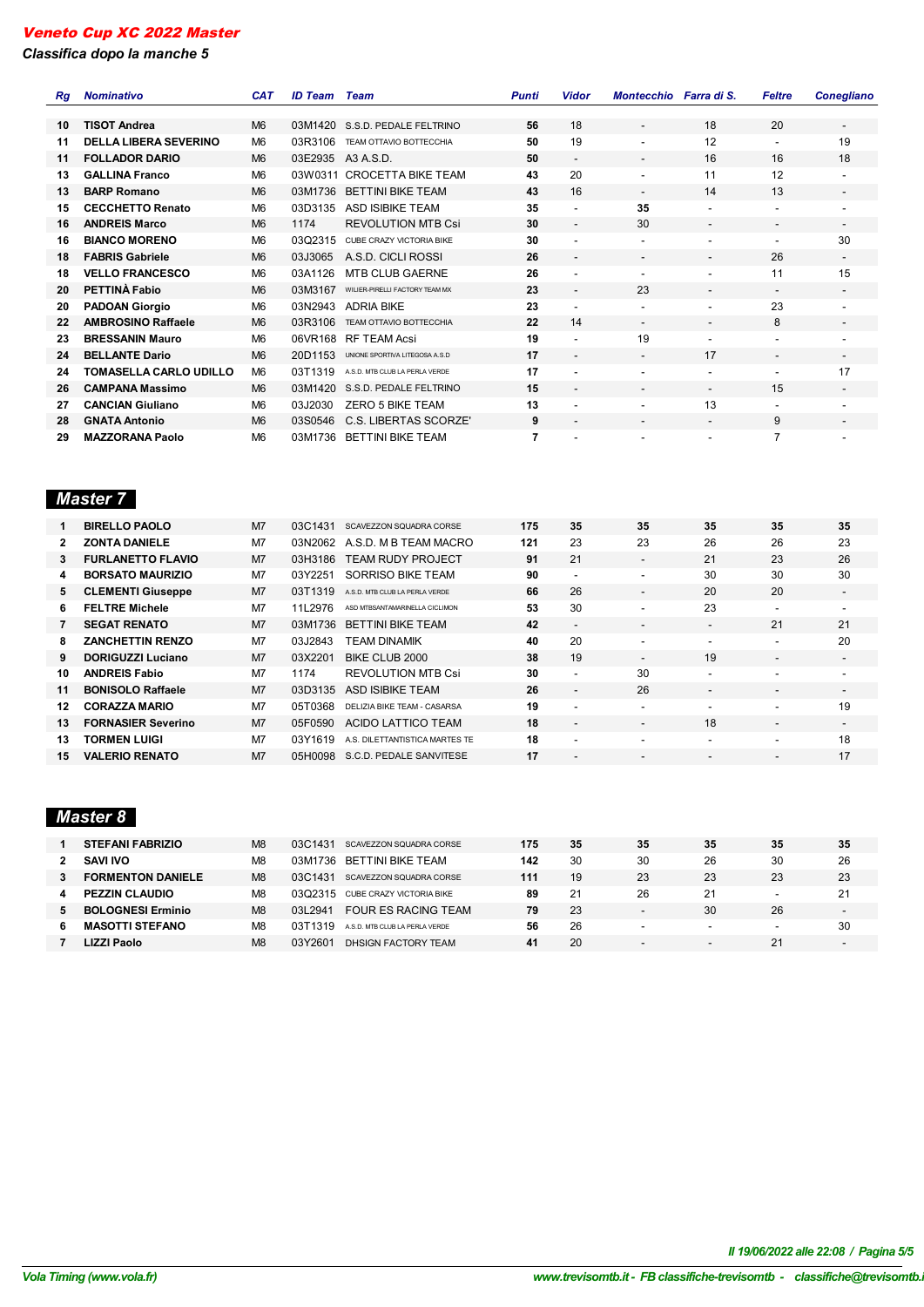# Veneto Cup XC 2022 Master

*Classifica dopo la manche 5*

| Rg | Nominativo | CAT | ID Team | Team | Punti | Vidor | Montecchio | Farra di S. | Feltre | Conegliano |
|---|---|---|---|---|---|---|---|---|---|---|
| 10 | TISOT Andrea | M6 | 03M1420 | S.S.D. PEDALE FELTRINO | 56 | 18 | - | 18 | 20 | - |
| 11 | DELLA LIBERA SEVERINO | M6 | 03R3106 | TEAM OTTAVIO BOTTECCHIA | 50 | 19 | - | 12 | - | 19 |
| 11 | FOLLADOR DARIO | M6 | 03E2935 | A3 A.S.D. | 50 | - | - | 16 | 16 | 18 |
| 13 | GALLINA Franco | M6 | 03W0311 | CROCETTA BIKE TEAM | 43 | 20 | - | 11 | 12 | - |
| 13 | BARP Romano | M6 | 03M1736 | BETTINI BIKE TEAM | 43 | 16 | - | 14 | 13 | - |
| 15 | CECCHETTO Renato | M6 | 03D3135 | ASD ISIBIKE TEAM | 35 | - | 35 | - | - | - |
| 16 | ANDREIS Marco | M6 | 1174 | REVOLUTION MTB Csi | 30 | - | 30 | - | - | - |
| 16 | BIANCO MORENO | M6 | 03Q2315 | CUBE CRAZY VICTORIA BIKE | 30 | - | - | - | - | 30 |
| 18 | FABRIS Gabriele | M6 | 03J3065 | A.S.D. CICLI ROSSI | 26 | - | - | - | 26 | - |
| 18 | VELLO FRANCESCO | M6 | 03A1126 | MTB CLUB GAERNE | 26 | - | - | - | 11 | 15 |
| 20 | PETTINÀ Fabio | M6 | 03M3167 | WILIER-PIRELLI FACTORY TEAM MX | 23 | - | 23 | - | - | - |
| 20 | PADOAN Giorgio | M6 | 03N2943 | ADRIA BIKE | 23 | - | - | - | 23 | - |
| 22 | AMBROSINO Raffaele | M6 | 03R3106 | TEAM OTTAVIO BOTTECCHIA | 22 | 14 | - | - | 8 | - |
| 23 | BRESSANIN Mauro | M6 | 06VR168 | RF TEAM Acsi | 19 | - | 19 | - | - | - |
| 24 | BELLANTE Dario | M6 | 20D1153 | UNIONE SPORTIVA LITEGOSA A.S.D | 17 | - | - | 17 | - | - |
| 24 | TOMASELLA CARLO UDILLO | M6 | 03T1319 | A.S.D. MTB CLUB LA PERLA VERDE | 17 | - | - | - | - | 17 |
| 26 | CAMPANA Massimo | M6 | 03M1420 | S.S.D. PEDALE FELTRINO | 15 | - | - | - | 15 | - |
| 27 | CANCIAN Giuliano | M6 | 03J2030 | ZERO 5 BIKE TEAM | 13 | - | - | 13 | - | - |
| 28 | GNATA Antonio | M6 | 03S0546 | C.S. LIBERTAS SCORZE' | 9 | - | - | - | 9 | - |
| 29 | MAZZORANA Paolo | M6 | 03M1736 | BETTINI BIKE TEAM | 7 | - | - | - | 7 | - |

## Master 7

| Rg | Nominativo | CAT | ID Team | Team | Punti | Vidor | Montecchio | Farra di S. | Feltre | Conegliano |
|---|---|---|---|---|---|---|---|---|---|---|
| 1 | BIRELLO PAOLO | M7 | 03C1431 | SCAVEZZON SQUADRA CORSE | 175 | 35 | 35 | 35 | 35 | 35 |
| 2 | ZONTA DANIELE | M7 | 03N2062 | A.S.D. M B TEAM MACRO | 121 | 23 | 23 | 26 | 26 | 23 |
| 3 | FURLANETTO FLAVIO | M7 | 03H3186 | TEAM RUDY PROJECT | 91 | 21 | - | 21 | 23 | 26 |
| 4 | BORSATO MAURIZIO | M7 | 03Y2251 | SORRISO BIKE TEAM | 90 | - | - | 30 | 30 | 30 |
| 5 | CLEMENTI Giuseppe | M7 | 03T1319 | A.S.D. MTB CLUB LA PERLA VERDE | 66 | 26 | - | 20 | 20 | - |
| 6 | FELTRE Michele | M7 | 11L2976 | ASD MTBSANTAMARINELLA CICLIMON | 53 | 30 | - | 23 | - | - |
| 7 | SEGAT RENATO | M7 | 03M1736 | BETTINI BIKE TEAM | 42 | - | - | - | 21 | 21 |
| 8 | ZANCHETTIN RENZO | M7 | 03J2843 | TEAM DINAMIK | 40 | 20 | - | - | - | 20 |
| 9 | DORIGUZZI Luciano | M7 | 03X2201 | BIKE CLUB 2000 | 38 | 19 | - | 19 | - | - |
| 10 | ANDREIS Fabio | M7 | 1174 | REVOLUTION MTB Csi | 30 | - | 30 | - | - | - |
| 11 | BONISOLO Raffaele | M7 | 03D3135 | ASD ISIBIKE TEAM | 26 | - | 26 | - | - | - |
| 12 | CORAZZA MARIO | M7 | 05T0368 | DELIZIA BIKE TEAM - CASARSA | 19 | - | - | - | - | 19 |
| 13 | FORNASIER Severino | M7 | 05F0590 | ACIDO LATTICO TEAM | 18 | - | - | 18 | - | - |
| 13 | TORMEN LUIGI | M7 | 03Y1619 | A.S. DILETTANTISTICA MARTES TE | 18 | - | - | - | - | 18 |
| 15 | VALERIO RENATO | M7 | 05H0098 | S.C.D. PEDALE SANVITESE | 17 | - | - | - | - | 17 |

## Master 8

| Rg | Nominativo | CAT | ID Team | Team | Punti | Vidor | Montecchio | Farra di S. | Feltre | Conegliano |
|---|---|---|---|---|---|---|---|---|---|---|
| 1 | STEFANI FABRIZIO | M8 | 03C1431 | SCAVEZZON SQUADRA CORSE | 175 | 35 | 35 | 35 | 35 | 35 |
| 2 | SAVI IVO | M8 | 03M1736 | BETTINI BIKE TEAM | 142 | 30 | 30 | 26 | 30 | 26 |
| 3 | FORMENTON DANIELE | M8 | 03C1431 | SCAVEZZON SQUADRA CORSE | 111 | 19 | 23 | 23 | 23 | 23 |
| 4 | PEZZIN CLAUDIO | M8 | 03Q2315 | CUBE CRAZY VICTORIA BIKE | 89 | 21 | 26 | 21 | - | 21 |
| 5 | BOLOGNESI Erminio | M8 | 03L2941 | FOUR ES RACING TEAM | 79 | 23 | - | 30 | 26 | - |
| 6 | MASOTTI STEFANO | M8 | 03T1319 | A.S.D. MTB CLUB LA PERLA VERDE | 56 | 26 | - | - | - | 30 |
| 7 | LIZZI Paolo | M8 | 03Y2601 | DHSIGN FACTORY TEAM | 41 | 20 | - | - | 21 | - |

*Il 19/06/2022 alle 22:08*

*Vola Timing (www.vola.fr)* *www.trevisomtb.it - FB classifiche-trevisomtb - classifiche@trevisomtb.i*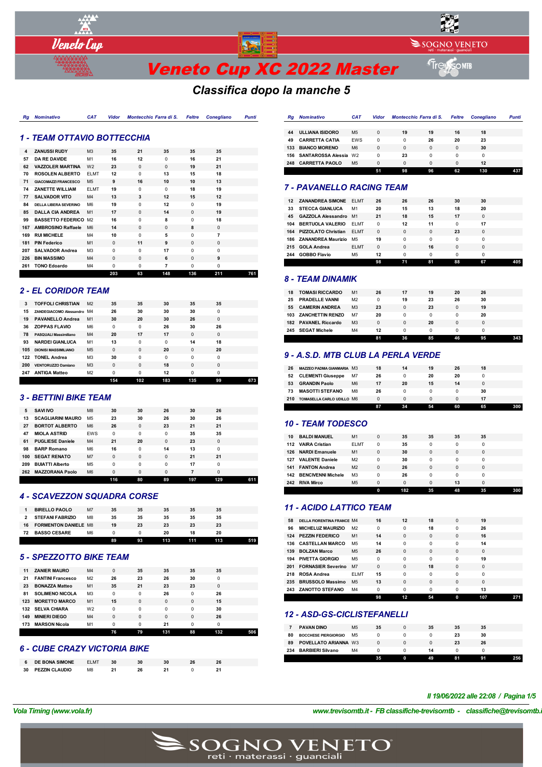# Veneto Cup XC 2022 Master

## Classifica dopo la manche 5

### 1 - TEAM OTTAVIO BOTTECCHIA

| Rg | Nominativo | CAT | Vidor | Montecchio | Farra di S. | Feltre | Conegliano | Punti |
|---|---|---|---|---|---|---|---|---|
| 4 | ZANUSSI RUDY | M3 | 35 | 21 | 35 | 35 | 35 | |
| 57 | DA RE DAVIDE | M1 | 16 | 12 | 0 | 16 | 21 | |
| 62 | VAZZOLER MARTINA | W2 | 23 | 0 | 0 | 19 | 21 | |
| 70 | ROSOLEN ALBERTO | ELMT | 12 | 0 | 13 | 15 | 18 | |
| 71 | GIACOMAZZI FRANCESCO | M5 | 9 | 16 | 10 | 10 | 13 | |
| 74 | ZANETTE WILLIAM | ELMT | 19 | 0 | 0 | 18 | 19 | |
| 77 | SALVADOR VITO | M4 | 13 | 3 | 12 | 15 | 12 | |
| 84 | DELLA LIBERA SEVERINO | M6 | 19 | 0 | 12 | 0 | 19 | |
| 85 | DALLA CIA ANDREA | M1 | 17 | 0 | 14 | 0 | 19 | |
| 99 | BASSETTO FEDERICO | M2 | 16 | 0 | 8 | 0 | 18 | |
| 167 | AMBROSINO Raffaele | M6 | 14 | 0 | 0 | 8 | 0 | |
| 169 | RUI MICHELE | M4 | 10 | 0 | 5 | 0 | 7 | |
| 181 | PIN Federico | M1 | 0 | 11 | 9 | 0 | 0 | |
| 207 | SALVADOR Andrea | M3 | 0 | 0 | 17 | 0 | 0 | |
| 226 | BIN MASSIMO | M4 | 0 | 0 | 6 | 0 | 9 | |
| 261 | TONO Edoardo | M4 | 0 | 0 | 7 | 0 | 0 | |
| | | | 203 | 63 | 148 | 136 | 211 | 761 |

### 2 - EL CORIDOR TEAM

| Rg | Nominativo | CAT | Vidor | Montecchio | Farra di S. | Feltre | Conegliano | Punti |
|---|---|---|---|---|---|---|---|---|
| 3 | TOFFOLI CHRISTIAN | M2 | 35 | 35 | 30 | 35 | 35 | |
| 15 | ZANDEGIACOMO Alessandro | M4 | 26 | 30 | 30 | 30 | 0 | |
| 19 | PAVANELLO Andrea | M1 | 30 | 20 | 30 | 26 | 0 | |
| 36 | ZOPPAS FLAVIO | M6 | 0 | 0 | 26 | 30 | 26 | |
| 78 | PASQUALI Massimiliano | M4 | 20 | 17 | 17 | 0 | 0 | |
| 93 | NARDEI GIANLUCA | M1 | 13 | 0 | 0 | 14 | 18 | |
| 105 | DIONISI MASSIMILIANO | M5 | 0 | 0 | 20 | 0 | 20 | |
| 122 | TONEL Andrea | M3 | 30 | 0 | 0 | 0 | 0 | |
| 200 | VENTORUZZO Damiano | M3 | 0 | 0 | 18 | 0 | 0 | |
| 247 | ANTIGA Matteo | M2 | 0 | 0 | 12 | 0 | 0 | |
| | | | 154 | 102 | 183 | 135 | 99 | 673 |

### 3 - BETTINI BIKE TEAM

| Rg | Nominativo | CAT | Vidor | Montecchio | Farra di S. | Feltre | Conegliano | Punti |
|---|---|---|---|---|---|---|---|---|
| 5 | SAVI IVO | M8 | 30 | 30 | 26 | 30 | 26 | |
| 13 | SCAGLIARINI MAURO | M5 | 23 | 30 | 26 | 30 | 26 | |
| 27 | BORTOT ALBERTO | M6 | 26 | 0 | 23 | 21 | 21 | |
| 47 | MIOLA ASTRID | EWS | 0 | 0 | 0 | 35 | 35 | |
| 61 | PUGLIESE Daniele | M4 | 21 | 20 | 0 | 23 | 0 | |
| 98 | BARP Romano | M6 | 16 | 0 | 14 | 13 | 0 | |
| 100 | SEGAT RENATO | M7 | 0 | 0 | 0 | 21 | 21 | |
| 209 | BUIATTI Alberto | M5 | 0 | 0 | 0 | 17 | 0 | |
| 262 | MAZZORANA Paolo | M6 | 0 | 0 | 0 | 7 | 0 | |
| | | | 116 | 80 | 89 | 197 | 129 | 611 |

### 4 - SCAVEZZON SQUADRA CORSE

| Rg | Nominativo | CAT | Vidor | Montecchio | Farra di S. | Feltre | Conegliano | Punti |
|---|---|---|---|---|---|---|---|---|
| 1 | BIRELLO PAOLO | M7 | 35 | 35 | 35 | 35 | 35 | |
| 2 | STEFANI FABRIZIO | M8 | 35 | 35 | 35 | 35 | 35 | |
| 16 | FORMENTON DANIELE | M8 | 19 | 23 | 23 | 23 | 23 | |
| 72 | BASSO CESARE | M6 | 0 | 0 | 20 | 18 | 20 | |
| | | | 89 | 93 | 113 | 111 | 113 | 519 |

### 5 - SPEZZOTTO BIKE TEAM

| Rg | Nominativo | CAT | Vidor | Montecchio | Farra di S. | Feltre | Conegliano | Punti |
|---|---|---|---|---|---|---|---|---|
| 11 | ZANIER MAURO | M4 | 0 | 35 | 35 | 35 | 35 | |
| 21 | FANTINI Francesco | M2 | 26 | 23 | 26 | 30 | 0 | |
| 23 | BONAZZA Matteo | M1 | 35 | 21 | 23 | 23 | 0 | |
| 81 | SOLIMENO NICOLA | M3 | 0 | 0 | 26 | 0 | 26 | |
| 123 | MORETTO MARCO | M1 | 15 | 0 | 0 | 0 | 15 | |
| 132 | SELVA CHIARA | W2 | 0 | 0 | 0 | 0 | 30 | |
| 149 | MINIERI DIEGO | M4 | 0 | 0 | 0 | 0 | 26 | |
| 173 | MARSON Nicola | M1 | 0 | 0 | 21 | 0 | 0 | |
| | | | 76 | 79 | 131 | 88 | 132 | 506 |

### 6 - CUBE CRAZY VICTORIA BIKE

| Rg | Nominativo | CAT | Vidor | Montecchio | Farra di S. | Feltre | Conegliano | Punti |
|---|---|---|---|---|---|---|---|---|
| 6 | DE BONA SIMONE | ELMT | 30 | 30 | 30 | 26 | 26 | |
| 30 | PEZZIN CLAUDIO | M8 | 21 | 26 | 21 | 0 | 21 | |
| 44 | ULLIANA ISIDORO | M5 | 0 | 19 | 19 | 16 | 18 | |
| 49 | CARRETTA CATIA | EWS | 0 | 0 | 26 | 20 | 23 | |
| 133 | BIANCO MORENO | M6 | 0 | 0 | 0 | 0 | 30 | |
| 156 | SANTAROSSA Alessia | W2 | 0 | 23 | 0 | 0 | 0 | |
| 248 | CARRETTA PAOLO | M5 | 0 | 0 | 0 | 0 | 12 | |
| | | | 51 | 98 | 96 | 62 | 130 | 437 |

### 7 - PAVANELLO RACING TEAM

| Rg | Nominativo | CAT | Vidor | Montecchio | Farra di S. | Feltre | Conegliano | Punti |
|---|---|---|---|---|---|---|---|---|
| 12 | ZANANDREA SIMONE | ELMT | 26 | 26 | 26 | 30 | 30 | |
| 33 | STECCA GIANLUCA | M1 | 20 | 15 | 13 | 18 | 20 | |
| 45 | GAZZOLA Alessandro | M1 | 21 | 18 | 15 | 17 | 0 | |
| 104 | BERTUOLA VALERIO | ELMT | 0 | 12 | 11 | 0 | 17 | |
| 164 | PIZZOLATO Christian | ELMT | 0 | 0 | 0 | 23 | 0 | |
| 186 | ZANANDREA Maurizio | M5 | 19 | 0 | 0 | 0 | 0 | |
| 215 | GOLA Andrea | ELMT | 0 | 0 | 16 | 0 | 0 | |
| 244 | GOBBO Flavio | M5 | 12 | 0 | 0 | 0 | 0 | |
| | | | 98 | 71 | 81 | 88 | 67 | 405 |

### 8 - TEAM DINAMIK

| Rg | Nominativo | CAT | Vidor | Montecchio | Farra di S. | Feltre | Conegliano | Punti |
|---|---|---|---|---|---|---|---|---|
| 18 | TOMASI RICCARDO | M1 | 26 | 17 | 19 | 20 | 26 | |
| 25 | PRADELLE VANNI | M2 | 0 | 19 | 23 | 26 | 30 | |
| 55 | CAMERIN ANDREA | M3 | 23 | 0 | 23 | 0 | 19 | |
| 103 | ZANCHETTIN RENZO | M7 | 20 | 0 | 0 | 0 | 20 | |
| 182 | PAVANEL Riccardo | M3 | 0 | 0 | 20 | 0 | 0 | |
| 245 | SEGAT Michele | M4 | 12 | 0 | 0 | 0 | 0 | |
| | | | 81 | 36 | 85 | 46 | 95 | 343 |

### 9 - A.S.D. MTB CLUB LA PERLA VERDE

| Rg | Nominativo | CAT | Vidor | Montecchio | Farra di S. | Feltre | Conegliano | Punti |
|---|---|---|---|---|---|---|---|---|
| 26 | MAZZEO PADMA GIANMARIA | M3 | 18 | 14 | 19 | 26 | 18 | |
| 52 | CLEMENTI Giuseppe | M7 | 26 | 0 | 20 | 20 | 0 | |
| 53 | GRANDIN Paolo | M6 | 17 | 20 | 15 | 14 | 0 | |
| 73 | MASOTTI STEFANO | M8 | 26 | 0 | 0 | 0 | 30 | |
| 210 | TOMASELLA CARLO UDILLO | M6 | 0 | 0 | 0 | 0 | 17 | |
| | | | 87 | 34 | 54 | 60 | 65 | 300 |

### 10 - TEAM TODESCO

| Rg | Nominativo | CAT | Vidor | Montecchio | Farra di S. | Feltre | Conegliano | Punti |
|---|---|---|---|---|---|---|---|---|
| 10 | BALDI MANUEL | M1 | 0 | 35 | 35 | 35 | 35 | |
| 112 | VAIRA Cristian | ELMT | 0 | 35 | 0 | 0 | 0 | |
| 126 | NARDI Emanuele | M1 | 0 | 30 | 0 | 0 | 0 | |
| 127 | VALENTE Daniele | M2 | 0 | 30 | 0 | 0 | 0 | |
| 141 | FANTON Andrea | M2 | 0 | 26 | 0 | 0 | 0 | |
| 142 | BENCIVENNI Michele | M3 | 0 | 26 | 0 | 0 | 0 | |
| 242 | RIVA Mirco | M5 | 0 | 0 | 0 | 13 | 0 | |
| | | | 0 | 182 | 35 | 48 | 35 | 300 |

### 11 - ACIDO LATTICO TEAM

| Rg | Nominativo | CAT | Vidor | Montecchio | Farra di S. | Feltre | Conegliano | Punti |
|---|---|---|---|---|---|---|---|---|
| 58 | DELLA FIORENTINA FRANCE | M4 | 16 | 12 | 18 | 0 | 19 | |
| 96 | MICHELUZ MAURIZIO | M2 | 0 | 0 | 18 | 0 | 26 | |
| 124 | PEZZIN FEDERICO | M1 | 14 | 0 | 0 | 0 | 16 | |
| 136 | CASTELLAN MARCO | M5 | 14 | 0 | 0 | 0 | 14 | |
| 139 | BOLZAN Marco | M5 | 26 | 0 | 0 | 0 | 0 | |
| 194 | PIVETTA GIORGIO | M5 | 0 | 0 | 0 | 0 | 19 | |
| 201 | FORNASIER Severino | M7 | 0 | 0 | 18 | 0 | 0 | |
| 218 | ROSA Andrea | ELMT | 15 | 0 | 0 | 0 | 0 | |
| 235 | BRUSSOLO Massimo | M5 | 13 | 0 | 0 | 0 | 0 | |
| 243 | ZANOTTO STEFANO | M4 | 0 | 0 | 0 | 0 | 13 | |
| | | | 98 | 12 | 54 | 0 | 107 | 271 |

### 12 - ASD-GS-CICLISTEFANELLI

| Rg | Nominativo | CAT | Vidor | Montecchio | Farra di S. | Feltre | Conegliano | Punti |
|---|---|---|---|---|---|---|---|---|
| 7 | PAVAN DINO | M5 | 35 | 0 | 35 | 35 | 35 | |
| 80 | BOCCHESE PIERGIORGIO | M5 | 0 | 0 | 0 | 23 | 30 | |
| 89 | POVELLATO ARIANNA | W3 | 0 | 0 | 0 | 23 | 26 | |
| 234 | BARBIERI Silvano | M4 | 0 | 0 | 14 | 0 | 0 | |
| | | | 35 | 0 | 49 | 81 | 91 | 256 |

*Il 19/06/2022 alle 22:08 / Pagina 1/5*

*Vola Timing (www.vola.fr)* — *www.trevisomtb.it - FB classifiche-trevisomtb - classifiche@trevisomtb.it*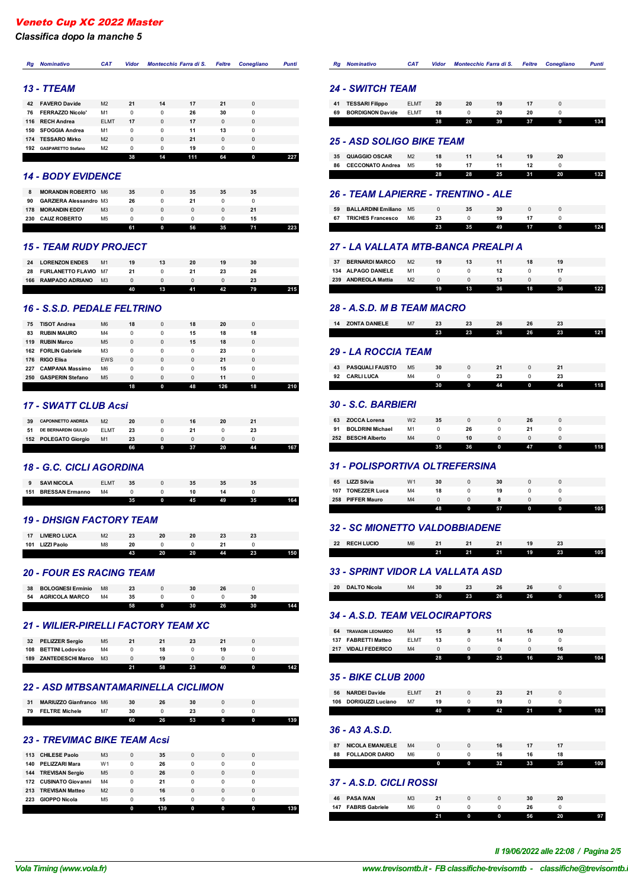# Veneto Cup XC 2022 Master

*Classifica dopo la manche 5*

## 13 - TTEAM

| Rg | Nominativo | CAT | Vidor | Montecchio | Farra di S. | Feltre | Conegliano | Punti |
|---|---|---|---|---|---|---|---|---|
| 42 | FAVERO Davide | M2 | 21 | 14 | 17 | 21 | 0 | |
| 76 | FERRAZZO Nicolo' | M1 | 0 | 0 | 26 | 30 | 0 | |
| 116 | RECH Andrea | ELMT | 17 | 0 | 17 | 0 | 0 | |
| 150 | SFOGGIA Andrea | M1 | 0 | 0 | 11 | 13 | 0 | |
| 174 | TESSARO Mirko | M2 | 0 | 0 | 21 | 0 | 0 | |
| 192 | GASPARETTO Stefano | M2 | 0 | 0 | 19 | 0 | 0 | |
| | | | 38 | 14 | 111 | 64 | 0 | 227 |

## 14 - BODY EVIDENCE

| Rg | Nominativo | CAT | Vidor | Montecchio | Farra di S. | Feltre | Conegliano | Punti |
|---|---|---|---|---|---|---|---|---|
| 8 | MORANDIN ROBERTO | M6 | 35 | 0 | 35 | 35 | 35 | |
| 90 | GARZIERA Alessandro | M3 | 26 | 0 | 21 | 0 | 0 | |
| 178 | MORANDIN EDDY | M3 | 0 | 0 | 0 | 0 | 21 | |
| 230 | CAUZ ROBERTO | M5 | 0 | 0 | 0 | 0 | 15 | |
| | | | 61 | 0 | 56 | 35 | 71 | 223 |

## 15 - TEAM RUDY PROJECT

| Rg | Nominativo | CAT | Vidor | Montecchio | Farra di S. | Feltre | Conegliano | Punti |
|---|---|---|---|---|---|---|---|---|
| 24 | LORENZON ENDES | M1 | 19 | 13 | 20 | 19 | 30 | |
| 28 | FURLANETTO FLAVIO | M7 | 21 | 0 | 21 | 23 | 26 | |
| 166 | RAMPADO ADRIANO | M3 | 0 | 0 | 0 | 0 | 23 | |
| | | | 40 | 13 | 41 | 42 | 79 | 215 |

## 16 - S.S.D. PEDALE FELTRINO

| Rg | Nominativo | CAT | Vidor | Montecchio | Farra di S. | Feltre | Conegliano | Punti |
|---|---|---|---|---|---|---|---|---|
| 75 | TISOT Andrea | M6 | 18 | 0 | 18 | 20 | 0 | |
| 83 | RUBIN MAURO | M4 | 0 | 0 | 15 | 18 | 18 | |
| 119 | RUBIN Marco | M5 | 0 | 0 | 15 | 18 | 0 | |
| 162 | FORLIN Gabriele | M3 | 0 | 0 | 0 | 23 | 0 | |
| 176 | RIGO Elisa | EWS | 0 | 0 | 0 | 21 | 0 | |
| 227 | CAMPANA Massimo | M6 | 0 | 0 | 0 | 15 | 0 | |
| 250 | GASPERIN Stefano | M5 | 0 | 0 | 0 | 11 | 0 | |
| | | | 18 | 0 | 48 | 126 | 18 | 210 |

## 17 - SWATT CLUB Acsi

| Rg | Nominativo | CAT | Vidor | Montecchio | Farra di S. | Feltre | Conegliano | Punti |
|---|---|---|---|---|---|---|---|---|
| 39 | CAPONNETTO ANDREA | M2 | 20 | 0 | 16 | 20 | 21 | |
| 51 | DE BERNARDIN GIULIO | ELMT | 23 | 0 | 21 | 0 | 23 | |
| 152 | POLEGATO Giorgio | M1 | 23 | 0 | 0 | 0 | 0 | |
| | | | 66 | 0 | 37 | 20 | 44 | 167 |

## 18 - G.C. CICLI AGORDINA

| Rg | Nominativo | CAT | Vidor | Montecchio | Farra di S. | Feltre | Conegliano | Punti |
|---|---|---|---|---|---|---|---|---|
| 9 | SAVI NICOLA | ELMT | 35 | 0 | 35 | 35 | 35 | |
| 151 | BRESSAN Ermanno | M4 | 0 | 0 | 10 | 14 | 0 | |
| | | | 35 | 0 | 45 | 49 | 35 | 164 |

## 19 - DHSIGN FACTORY TEAM

| Rg | Nominativo | CAT | Vidor | Montecchio | Farra di S. | Feltre | Conegliano | Punti |
|---|---|---|---|---|---|---|---|---|
| 17 | LIVIERO LUCA | M2 | 23 | 20 | 20 | 23 | 23 | |
| 101 | LIZZI Paolo | M8 | 20 | 0 | 0 | 21 | 0 | |
| | | | 43 | 20 | 20 | 44 | 23 | 150 |

## 20 - FOUR ES RACING TEAM

| Rg | Nominativo | CAT | Vidor | Montecchio | Farra di S. | Feltre | Conegliano | Punti |
|---|---|---|---|---|---|---|---|---|
| 38 | BOLOGNESI Erminio | M8 | 23 | 0 | 30 | 26 | 0 | |
| 54 | AGRICOLA MARCO | M4 | 35 | 0 | 0 | 0 | 30 | |
| | | | 58 | 0 | 30 | 26 | 30 | 144 |

## 21 - WILIER-PIRELLI FACTORY TEAM XC

| Rg | Nominativo | CAT | Vidor | Montecchio | Farra di S. | Feltre | Conegliano | Punti |
|---|---|---|---|---|---|---|---|---|
| 32 | PELIZZER Sergio | M5 | 21 | 21 | 23 | 21 | 0 | |
| 108 | BETTINI Lodovico | M4 | 0 | 18 | 0 | 19 | 0 | |
| 189 | ZANTEDESCHI Marco | M3 | 0 | 19 | 0 | 0 | 0 | |
| | | | 21 | 58 | 23 | 40 | 0 | 142 |

## 22 - ASD MTBSANTAMARINELLA CICLIMON

| Rg | Nominativo | CAT | Vidor | Montecchio | Farra di S. | Feltre | Conegliano | Punti |
|---|---|---|---|---|---|---|---|---|
| 31 | MARIUZZO Gianfranco | M6 | 30 | 26 | 30 | 0 | 0 | |
| 79 | FELTRE Michele | M7 | 30 | 0 | 23 | 0 | 0 | |
| | | | 60 | 26 | 53 | 0 | 0 | 139 |

## 23 - TREVIMAC BIKE TEAM Acsi

| Rg | Nominativo | CAT | Vidor | Montecchio | Farra di S. | Feltre | Conegliano | Punti |
|---|---|---|---|---|---|---|---|---|
| 113 | CHILESE Paolo | M3 | 0 | 35 | 0 | 0 | 0 | |
| 140 | PELIZZARI Mara | W1 | 0 | 26 | 0 | 0 | 0 | |
| 144 | TREVISAN Sergio | M5 | 0 | 26 | 0 | 0 | 0 | |
| 172 | CUSINATO Giovanni | M4 | 0 | 21 | 0 | 0 | 0 | |
| 213 | TREVISAN Matteo | M2 | 0 | 16 | 0 | 0 | 0 | |
| 223 | GIOPPO Nicola | M5 | 0 | 15 | 0 | 0 | 0 | |
| | | | 0 | 139 | 0 | 0 | 0 | 139 |

## 24 - SWITCH TEAM

| Rg | Nominativo | CAT | Vidor | Montecchio | Farra di S. | Feltre | Conegliano | Punti |
|---|---|---|---|---|---|---|---|---|
| 41 | TESSARI Filippo | ELMT | 20 | 20 | 19 | 17 | 0 | |
| 69 | BORDIGNON Davide | ELMT | 18 | 0 | 20 | 20 | 0 | |
| | | | 38 | 20 | 39 | 37 | 0 | 134 |

## 25 - ASD SOLIGO BIKE TEAM

| Rg | Nominativo | CAT | Vidor | Montecchio | Farra di S. | Feltre | Conegliano | Punti |
|---|---|---|---|---|---|---|---|---|
| 35 | QUAGGIO OSCAR | M2 | 18 | 11 | 14 | 19 | 20 | |
| 86 | CECCONATO Andrea | M5 | 10 | 17 | 11 | 12 | 0 | |
| | | | 28 | 28 | 25 | 31 | 20 | 132 |

## 26 - TEAM LAPIERRE - TRENTINO - ALE

| Rg | Nominativo | CAT | Vidor | Montecchio | Farra di S. | Feltre | Conegliano | Punti |
|---|---|---|---|---|---|---|---|---|
| 59 | BALLARDINI Emiliano | M5 | 0 | 35 | 30 | 0 | 0 | |
| 67 | TRICHES Francesco | M6 | 23 | 0 | 19 | 17 | 0 | |
| | | | 23 | 35 | 49 | 17 | 0 | 124 |

## 27 - LA VALLATA MTB-BANCA PREALPI A

| Rg | Nominativo | CAT | Vidor | Montecchio | Farra di S. | Feltre | Conegliano | Punti |
|---|---|---|---|---|---|---|---|---|
| 37 | BERNARDI MARCO | M2 | 19 | 13 | 11 | 18 | 19 | |
| 134 | ALPAGO DANIELE | M1 | 0 | 0 | 12 | 0 | 17 | |
| 239 | ANDREOLA Mattia | M2 | 0 | 0 | 13 | 0 | 0 | |
| | | | 19 | 13 | 36 | 18 | 36 | 122 |

## 28 - A.S.D. M B TEAM MACRO

| Rg | Nominativo | CAT | Vidor | Montecchio | Farra di S. | Feltre | Conegliano | Punti |
|---|---|---|---|---|---|---|---|---|
| 14 | ZONTA DANIELE | M7 | 23 | 23 | 26 | 26 | 23 | |
| | | | 23 | 23 | 26 | 26 | 23 | 121 |

## 29 - LA ROCCIA TEAM

| Rg | Nominativo | CAT | Vidor | Montecchio | Farra di S. | Feltre | Conegliano | Punti |
|---|---|---|---|---|---|---|---|---|
| 43 | PASQUALI FAUSTO | M5 | 30 | 0 | 21 | 0 | 21 | |
| 92 | CARLI LUCA | M4 | 0 | 0 | 23 | 0 | 23 | |
| | | | 30 | 0 | 44 | 0 | 44 | 118 |

## 30 - S.C. BARBIERI

| Rg | Nominativo | CAT | Vidor | Montecchio | Farra di S. | Feltre | Conegliano | Punti |
|---|---|---|---|---|---|---|---|---|
| 63 | ZOCCA Lorena | W2 | 35 | 0 | 0 | 26 | 0 | |
| 91 | BOLDRINI Michael | M1 | 0 | 26 | 0 | 21 | 0 | |
| 252 | BESCHI Alberto | M4 | 0 | 10 | 0 | 0 | 0 | |
| | | | 35 | 36 | 0 | 47 | 0 | 118 |

## 31 - POLISPORTIVA OLTREFERSINA

| Rg | Nominativo | CAT | Vidor | Montecchio | Farra di S. | Feltre | Conegliano | Punti |
|---|---|---|---|---|---|---|---|---|
| 65 | LIZZI Silvia | W1 | 30 | 0 | 30 | 0 | 0 | |
| 107 | TONEZZER Luca | M4 | 18 | 0 | 19 | 0 | 0 | |
| 258 | PIFFER Mauro | M4 | 0 | 0 | 8 | 0 | 0 | |
| | | | 48 | 0 | 57 | 0 | 0 | 105 |

## 32 - SC MIONETTO VALDOBBIADENE

| Rg | Nominativo | CAT | Vidor | Montecchio | Farra di S. | Feltre | Conegliano | Punti |
|---|---|---|---|---|---|---|---|---|
| 22 | RECH LUCIO | M6 | 21 | 21 | 21 | 19 | 23 | |
| | | | 21 | 21 | 21 | 19 | 23 | 105 |

## 33 - SPRINT VIDOR LA VALLATA ASD

| Rg | Nominativo | CAT | Vidor | Montecchio | Farra di S. | Feltre | Conegliano | Punti |
|---|---|---|---|---|---|---|---|---|
| 20 | DALTO Nicola | M4 | 30 | 23 | 26 | 26 | 0 | |
| | | | 30 | 23 | 26 | 26 | 0 | 105 |

## 34 - A.S.D. TEAM VELOCIRAPTORS

| Rg | Nominativo | CAT | Vidor | Montecchio | Farra di S. | Feltre | Conegliano | Punti |
|---|---|---|---|---|---|---|---|---|
| 64 | TRAVAGIN LEONARDO | M4 | 15 | 9 | 11 | 16 | 10 | |
| 137 | FABRETTI Matteo | ELMT | 13 | 0 | 14 | 0 | 0 | |
| 217 | VIDALI FEDERICO | M4 | 0 | 0 | 0 | 0 | 16 | |
| | | | 28 | 9 | 25 | 16 | 26 | 104 |

## 35 - BIKE CLUB 2000

| Rg | Nominativo | CAT | Vidor | Montecchio | Farra di S. | Feltre | Conegliano | Punti |
|---|---|---|---|---|---|---|---|---|
| 56 | NARDEI Davide | ELMT | 21 | 0 | 23 | 21 | 0 | |
| 106 | DORIGUZZI Luciano | M7 | 19 | 0 | 19 | 0 | 0 | |
| | | | 40 | 0 | 42 | 21 | 0 | 103 |

## 36 - A3 A.S.D.

| Rg | Nominativo | CAT | Vidor | Montecchio | Farra di S. | Feltre | Conegliano | Punti |
|---|---|---|---|---|---|---|---|---|
| 87 | NICOLA EMANUELE | M4 | 0 | 0 | 16 | 17 | 17 | |
| 88 | FOLLADOR DARIO | M6 | 0 | 0 | 16 | 16 | 18 | |
| | | | 0 | 0 | 32 | 33 | 35 | 100 |

## 37 - A.S.D. CICLI ROSSI

| Rg | Nominativo | CAT | Vidor | Montecchio | Farra di S. | Feltre | Conegliano | Punti |
|---|---|---|---|---|---|---|---|---|
| 46 | PASA IVAN | M3 | 21 | 0 | 0 | 30 | 20 | |
| 147 | FABRIS Gabriele | M6 | 0 | 0 | 0 | 26 | 0 | |
| | | | 21 | 0 | 0 | 56 | 20 | 97 |

*Il 19/06/2022 alle 22:08 / Pagina 2/5*

Vola Timing (www.vola.fr) — www.trevisomtb.it - FB classifiche-trevisomtb - classifiche@trevisomtb.it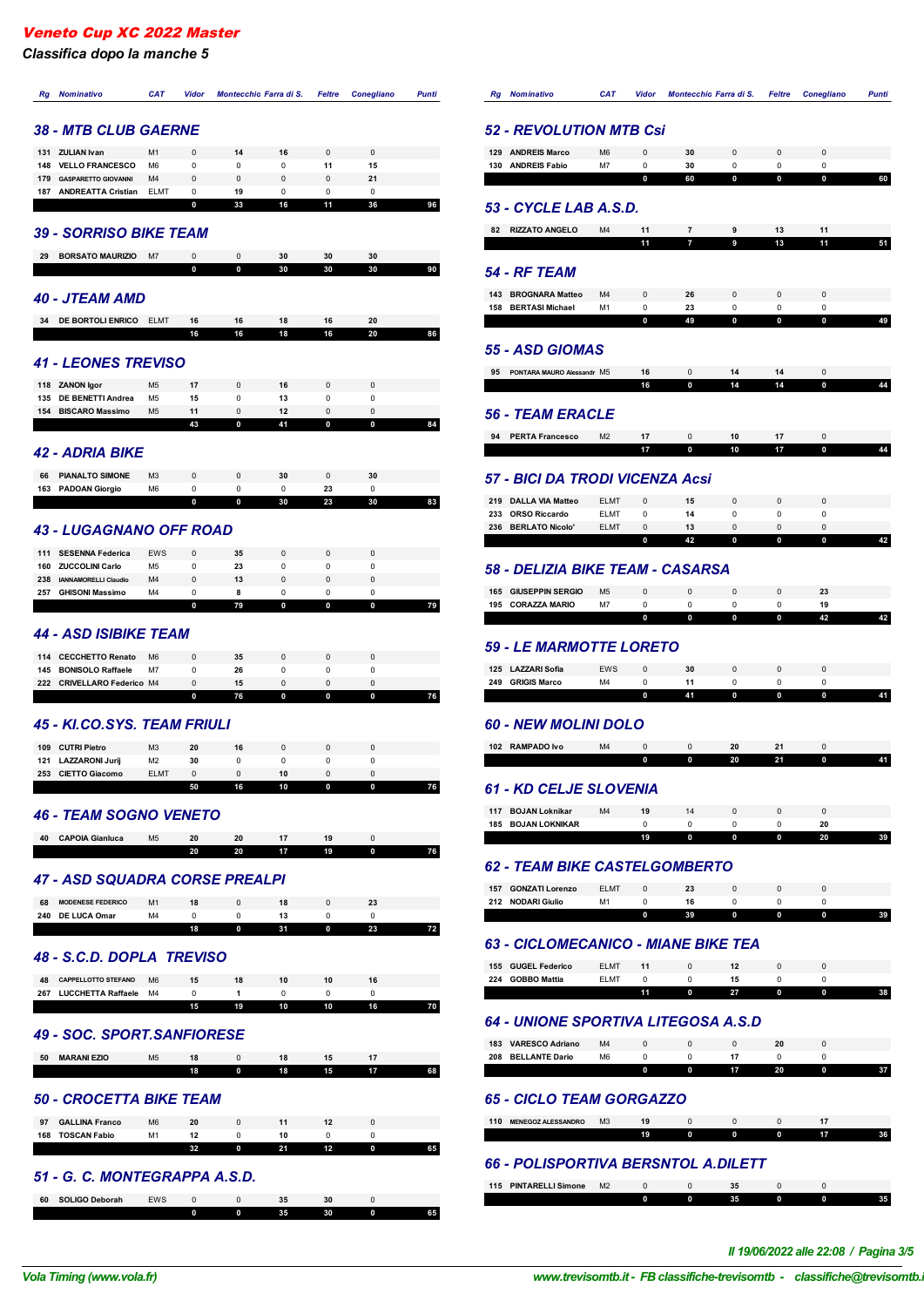# *Veneto Cup XC 2022 Master*

*Classifica dopo la manche 5*

### 38 - MTB CLUB GAERNE

| Rg | Nominativo | CAT | Vidor | Montecchio | Farra di S. | Feltre | Conegliano | Punti |
|---|---|---|---|---|---|---|---|---|
| 131 | ZULIAN Ivan | M1 | 0 | 14 | 16 | 0 | 0 | |
| 148 | VELLO FRANCESCO | M6 | 0 | 0 | 0 | 11 | 15 | |
| 179 | GASPARETTO GIOVANNI | M4 | 0 | 0 | 0 | 0 | 21 | |
| 187 | ANDREATTA Cristian | ELMT | 0 | 19 | 0 | 0 | 0 | |
| | | | 0 | 33 | 16 | 11 | 36 | 96 |

### 39 - SORRISO BIKE TEAM

| Rg | Nominativo | CAT | Vidor | Montecchio | Farra di S. | Feltre | Conegliano | Punti |
|---|---|---|---|---|---|---|---|---|
| 29 | BORSATO MAURIZIO | M7 | 0 | 0 | 30 | 30 | 30 | |
| | | | 0 | 0 | 30 | 30 | 30 | 90 |

### 40 - JTEAM AMD

| Rg | Nominativo | CAT | Vidor | Montecchio | Farra di S. | Feltre | Conegliano | Punti |
|---|---|---|---|---|---|---|---|---|
| 34 | DE BORTOLI ENRICO | ELMT | 16 | 16 | 18 | 16 | 20 | |
| | | | 16 | 16 | 18 | 16 | 20 | 86 |

### 41 - LEONES TREVISO

| Rg | Nominativo | CAT | Vidor | Montecchio | Farra di S. | Feltre | Conegliano | Punti |
|---|---|---|---|---|---|---|---|---|
| 118 | ZANON Igor | M5 | 17 | 0 | 16 | 0 | 0 | |
| 135 | DE BENETTI Andrea | M5 | 15 | 0 | 13 | 0 | 0 | |
| 154 | BISCARO Massimo | M5 | 11 | 0 | 12 | 0 | 0 | |
| | | | 43 | 0 | 41 | 0 | 0 | 84 |

### 42 - ADRIA BIKE

| Rg | Nominativo | CAT | Vidor | Montecchio | Farra di S. | Feltre | Conegliano | Punti |
|---|---|---|---|---|---|---|---|---|
| 66 | PIANALTO SIMONE | M3 | 0 | 0 | 30 | 0 | 30 | |
| 163 | PADOAN Giorgio | M6 | 0 | 0 | 0 | 23 | 0 | |
| | | | 0 | 0 | 30 | 23 | 30 | 83 |

### 43 - LUGAGNANO OFF ROAD

| Rg | Nominativo | CAT | Vidor | Montecchio | Farra di S. | Feltre | Conegliano | Punti |
|---|---|---|---|---|---|---|---|---|
| 111 | SESENNA Federica | EWS | 0 | 35 | 0 | 0 | 0 | |
| 160 | ZUCCOLINI Carlo | M5 | 0 | 23 | 0 | 0 | 0 | |
| 238 | IANNAMORELLI Claudio | M4 | 0 | 13 | 0 | 0 | 0 | |
| 257 | GHISONI Massimo | M4 | 0 | 8 | 0 | 0 | 0 | |
| | | | 0 | 79 | 0 | 0 | 0 | 79 |

### 44 - ASD ISIBIKE TEAM

| Rg | Nominativo | CAT | Vidor | Montecchio | Farra di S. | Feltre | Conegliano | Punti |
|---|---|---|---|---|---|---|---|---|
| 114 | CECCHETTO Renato | M6 | 0 | 35 | 0 | 0 | 0 | |
| 145 | BONISOLO Raffaele | M7 | 0 | 26 | 0 | 0 | 0 | |
| 222 | CRIVELLARO Federico | M4 | 0 | 15 | 0 | 0 | 0 | |
| | | | 0 | 76 | 0 | 0 | 0 | 76 |

### 45 - KI.CO.SYS. TEAM FRIULI

| Rg | Nominativo | CAT | Vidor | Montecchio | Farra di S. | Feltre | Conegliano | Punti |
|---|---|---|---|---|---|---|---|---|
| 109 | CUTRI Pietro | M3 | 20 | 16 | 0 | 0 | 0 | |
| 121 | LAZZARONI Jurij | M2 | 30 | 0 | 0 | 0 | 0 | |
| 253 | CIETTO Giacomo | ELMT | 0 | 0 | 10 | 0 | 0 | |
| | | | 50 | 16 | 10 | 0 | 0 | 76 |

### 46 - TEAM SOGNO VENETO

| Rg | Nominativo | CAT | Vidor | Montecchio | Farra di S. | Feltre | Conegliano | Punti |
|---|---|---|---|---|---|---|---|---|
| 40 | CAPOIA Gianluca | M5 | 20 | 20 | 17 | 19 | 0 | |
| | | | 20 | 20 | 17 | 19 | 0 | 76 |

### 47 - ASD SQUADRA CORSE PREALPI

| Rg | Nominativo | CAT | Vidor | Montecchio | Farra di S. | Feltre | Conegliano | Punti |
|---|---|---|---|---|---|---|---|---|
| 68 | MODENESE FEDERICO | M1 | 18 | 0 | 18 | 0 | 23 | |
| 240 | DE LUCA Omar | M4 | 0 | 0 | 13 | 0 | 0 | |
| | | | 18 | 0 | 31 | 0 | 23 | 72 |

### 48 - S.C.D. DOPLA TREVISO

| Rg | Nominativo | CAT | Vidor | Montecchio | Farra di S. | Feltre | Conegliano | Punti |
|---|---|---|---|---|---|---|---|---|
| 48 | CAPPELLOTTO STEFANO | M6 | 15 | 18 | 10 | 10 | 16 | |
| 267 | LUCCHETTA Raffaele | M4 | 0 | 1 | 0 | 0 | 0 | |
| | | | 15 | 19 | 10 | 10 | 16 | 70 |

### 49 - SOC. SPORT.SANFIORESE

| Rg | Nominativo | CAT | Vidor | Montecchio | Farra di S. | Feltre | Conegliano | Punti |
|---|---|---|---|---|---|---|---|---|
| 50 | MARANI EZIO | M5 | 18 | 0 | 18 | 15 | 17 | |
| | | | 18 | 0 | 18 | 15 | 17 | 68 |

### 50 - CROCETTA BIKE TEAM

| Rg | Nominativo | CAT | Vidor | Montecchio | Farra di S. | Feltre | Conegliano | Punti |
|---|---|---|---|---|---|---|---|---|
| 97 | GALLINA Franco | M6 | 20 | 0 | 11 | 12 | 0 | |
| 168 | TOSCAN Fabio | M1 | 12 | 0 | 10 | 0 | 0 | |
| | | | 32 | 0 | 21 | 12 | 0 | 65 |

### 51 - G. C. MONTEGRAPPA A.S.D.

| Rg | Nominativo | CAT | Vidor | Montecchio | Farra di S. | Feltre | Conegliano | Punti |
|---|---|---|---|---|---|---|---|---|
| 60 | SOLIGO Deborah | EWS | 0 | 0 | 35 | 30 | 0 | |
| | | | 0 | 0 | 35 | 30 | 0 | 65 |

### 52 - REVOLUTION MTB Csi

| Rg | Nominativo | CAT | Vidor | Montecchio | Farra di S. | Feltre | Conegliano | Punti |
|---|---|---|---|---|---|---|---|---|
| 129 | ANDREIS Marco | M6 | 0 | 30 | 0 | 0 | 0 | |
| 130 | ANDREIS Fabio | M7 | 0 | 30 | 0 | 0 | 0 | |
| | | | 0 | 60 | 0 | 0 | 0 | 60 |

### 53 - CYCLE LAB A.S.D.

| Rg | Nominativo | CAT | Vidor | Montecchio | Farra di S. | Feltre | Conegliano | Punti |
|---|---|---|---|---|---|---|---|---|
| 82 | RIZZATO ANGELO | M4 | 11 | 7 | 9 | 13 | 11 | |
| | | | 11 | 7 | 9 | 13 | 11 | 51 |

### 54 - RF TEAM

| Rg | Nominativo | CAT | Vidor | Montecchio | Farra di S. | Feltre | Conegliano | Punti |
|---|---|---|---|---|---|---|---|---|
| 143 | BROGNARA Matteo | M4 | 0 | 26 | 0 | 0 | 0 | |
| 158 | BERTASI Michael | M1 | 0 | 23 | 0 | 0 | 0 | |
| | | | 0 | 49 | 0 | 0 | 0 | 49 |

### 55 - ASD GIOMAS

| Rg | Nominativo | CAT | Vidor | Montecchio | Farra di S. | Feltre | Conegliano | Punti |
|---|---|---|---|---|---|---|---|---|
| 95 | PONTARA MAURO Alessandr | M5 | 16 | 0 | 14 | 14 | 0 | |
| | | | 16 | 0 | 14 | 14 | 0 | 44 |

### 56 - TEAM ERACLE

| Rg | Nominativo | CAT | Vidor | Montecchio | Farra di S. | Feltre | Conegliano | Punti |
|---|---|---|---|---|---|---|---|---|
| 94 | PERTA Francesco | M2 | 17 | 0 | 10 | 17 | 0 | |
| | | | 17 | 0 | 10 | 17 | 0 | 44 |

### 57 - BICI DA TRODI VICENZA Acsi

| Rg | Nominativo | CAT | Vidor | Montecchio | Farra di S. | Feltre | Conegliano | Punti |
|---|---|---|---|---|---|---|---|---|
| 219 | DALLA VIA Matteo | ELMT | 0 | 15 | 0 | 0 | 0 | |
| 233 | ORSO Riccardo | ELMT | 0 | 14 | 0 | 0 | 0 | |
| 236 | BERLATO Nicolo' | ELMT | 0 | 13 | 0 | 0 | 0 | |
| | | | 0 | 42 | 0 | 0 | 0 | 42 |

### 58 - DELIZIA BIKE TEAM - CASARSA

| Rg | Nominativo | CAT | Vidor | Montecchio | Farra di S. | Feltre | Conegliano | Punti |
|---|---|---|---|---|---|---|---|---|
| 165 | GIUSEPPIN SERGIO | M5 | 0 | 0 | 0 | 0 | 23 | |
| 195 | CORAZZA MARIO | M7 | 0 | 0 | 0 | 0 | 19 | |
| | | | 0 | 0 | 0 | 0 | 42 | 42 |

### 59 - LE MARMOTTE LORETO

| Rg | Nominativo | CAT | Vidor | Montecchio | Farra di S. | Feltre | Conegliano | Punti |
|---|---|---|---|---|---|---|---|---|
| 125 | LAZZARI Sofia | EWS | 0 | 30 | 0 | 0 | 0 | |
| 249 | GRIGIS Marco | M4 | 0 | 11 | 0 | 0 | 0 | |
| | | | 0 | 41 | 0 | 0 | 0 | 41 |

### 60 - NEW MOLINI DOLO

| Rg | Nominativo | CAT | Vidor | Montecchio | Farra di S. | Feltre | Conegliano | Punti |
|---|---|---|---|---|---|---|---|---|
| 102 | RAMPADO Ivo | M4 | 0 | 0 | 20 | 21 | 0 | |
| | | | 0 | 0 | 20 | 21 | 0 | 41 |

### 61 - KD CELJE SLOVENIA

| Rg | Nominativo | CAT | Vidor | Montecchio | Farra di S. | Feltre | Conegliano | Punti |
|---|---|---|---|---|---|---|---|---|
| 117 | BOJAN Loknikar | M4 | 19 | 14 | 0 | 0 | 0 | |
| 185 | BOJAN LOKNIKAR | | 0 | 0 | 0 | 0 | 20 | |
| | | | 19 | 0 | 0 | 0 | 20 | 39 |

### 62 - TEAM BIKE CASTELGOMBERTO

| Rg | Nominativo | CAT | Vidor | Montecchio | Farra di S. | Feltre | Conegliano | Punti |
|---|---|---|---|---|---|---|---|---|
| 157 | GONZATI Lorenzo | ELMT | 0 | 23 | 0 | 0 | 0 | |
| 212 | NODARI Giulio | M1 | 0 | 16 | 0 | 0 | 0 | |
| | | | 0 | 39 | 0 | 0 | 0 | 39 |

### 63 - CICLOMECANICO - MIANE BIKE TEA

| Rg | Nominativo | CAT | Vidor | Montecchio | Farra di S. | Feltre | Conegliano | Punti |
|---|---|---|---|---|---|---|---|---|
| 155 | GUGEL Federico | ELMT | 11 | 0 | 12 | 0 | 0 | |
| 224 | GOBBO Mattia | ELMT | 0 | 0 | 15 | 0 | 0 | |
| | | | 11 | 0 | 27 | 0 | 0 | 38 |

### 64 - UNIONE SPORTIVA LITEGOSA A.S.D

| Rg | Nominativo | CAT | Vidor | Montecchio | Farra di S. | Feltre | Conegliano | Punti |
|---|---|---|---|---|---|---|---|---|
| 183 | VARESCO Adriano | M4 | 0 | 0 | 0 | 20 | 0 | |
| 208 | BELLANTE Dario | M6 | 0 | 0 | 17 | 0 | 0 | |
| | | | 0 | 0 | 17 | 20 | 0 | 37 |

### 65 - CICLO TEAM GORGAZZO

| Rg | Nominativo | CAT | Vidor | Montecchio | Farra di S. | Feltre | Conegliano | Punti |
|---|---|---|---|---|---|---|---|---|
| 110 | MENEGOZ ALESSANDRO | M3 | 19 | 0 | 0 | 0 | 17 | |
| | | | 19 | 0 | 0 | 0 | 17 | 36 |

### 66 - POLISPORTIVA BERSNTOL A.DILETT

| Rg | Nominativo | CAT | Vidor | Montecchio | Farra di S. | Feltre | Conegliano | Punti |
|---|---|---|---|---|---|---|---|---|
| 115 | PINTARELLI Simone | M2 | 0 | 0 | 35 | 0 | 0 | |
| | | | 0 | 0 | 35 | 0 | 0 | 35 |

*Il 19/06/2022 alle 22:08*

*Vola Timing (www.vola.fr)* — *www.trevisomtb.it - FB classifiche-trevisomtb - classifiche@trevisomtb.it*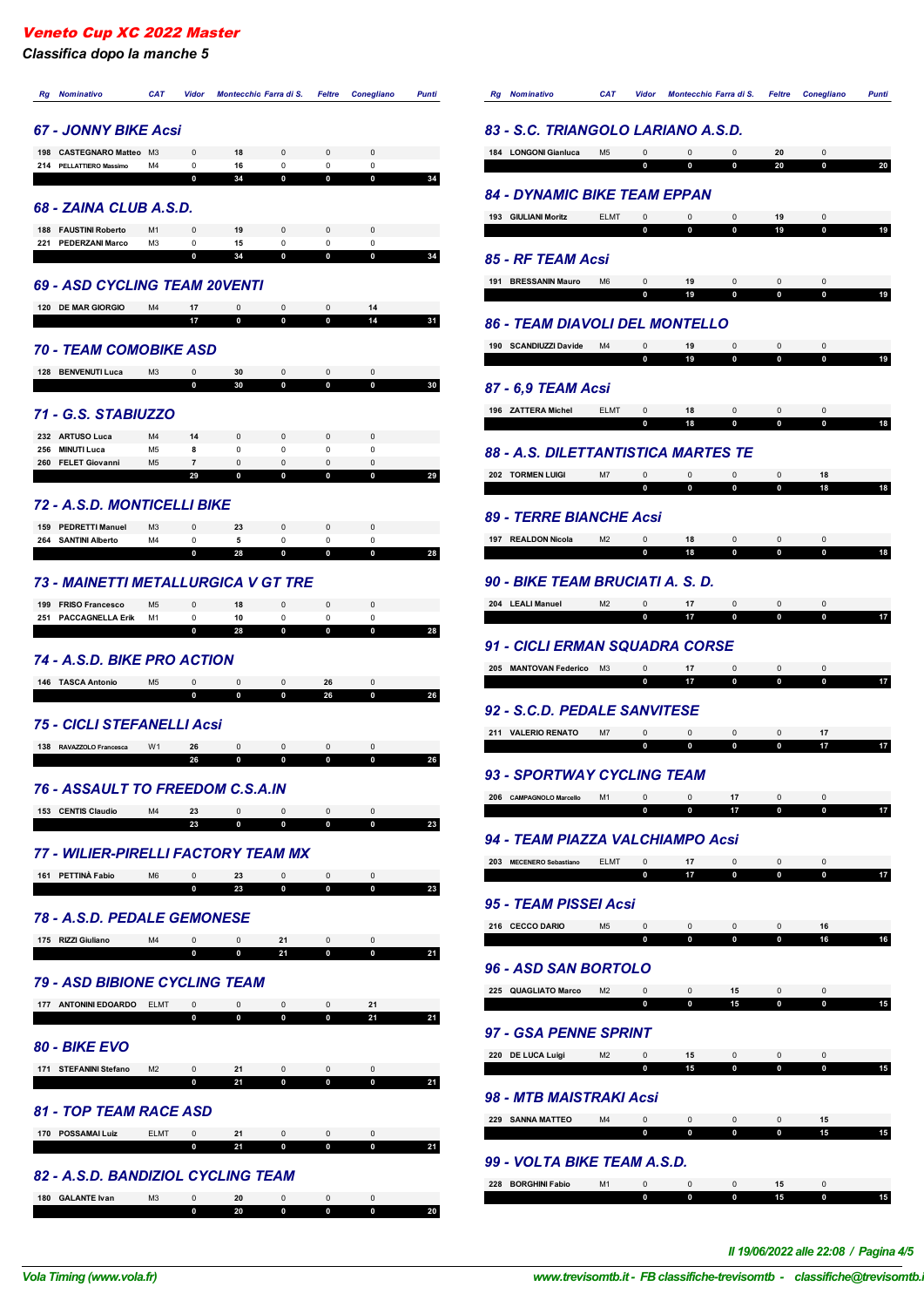*Veneto Cup XC 2022 Master*

*Classifica dopo la manche 5*

| Rg | Nominativo | CAT | Vidor | Montecchio | Farra di S. | Feltre | Conegliano | Punti |
|---|---|---|---|---|---|---|---|---|

### 67 - JONNY BIKE Acsi

| Rg | Nominativo | CAT | Vidor | Montecchio | Farra di S. | Feltre | Conegliano | Punti |
|---|---|---|---|---|---|---|---|---|
| 198 | CASTEGNARO Matteo | M3 | 0 | 18 | 0 | 0 | 0 | |
| 214 | PELLATTIERO Massimo | M4 | 0 | 16 | 0 | 0 | 0 | |
| | | | 0 | 34 | 0 | 0 | 0 | 34 |

### 68 - ZAINA CLUB A.S.D.

| Rg | Nominativo | CAT | Vidor | Montecchio | Farra di S. | Feltre | Conegliano | Punti |
|---|---|---|---|---|---|---|---|---|
| 188 | FAUSTINI Roberto | M1 | 0 | 19 | 0 | 0 | 0 | |
| 221 | PEDERZANI Marco | M3 | 0 | 15 | 0 | 0 | 0 | |
| | | | 0 | 34 | 0 | 0 | 0 | 34 |

### 69 - ASD CYCLING TEAM 20VENTI

| Rg | Nominativo | CAT | Vidor | Montecchio | Farra di S. | Feltre | Conegliano | Punti |
|---|---|---|---|---|---|---|---|---|
| 120 | DE MAR GIORGIO | M4 | 17 | 0 | 0 | 0 | 14 | |
| | | | 17 | 0 | 0 | 0 | 14 | 31 |

### 70 - TEAM COMOBIKE ASD

| Rg | Nominativo | CAT | Vidor | Montecchio | Farra di S. | Feltre | Conegliano | Punti |
|---|---|---|---|---|---|---|---|---|
| 128 | BENVENUTI Luca | M3 | 0 | 30 | 0 | 0 | 0 | |
| | | | 0 | 30 | 0 | 0 | 0 | 30 |

### 71 - G.S. STABIUZZO

| Rg | Nominativo | CAT | Vidor | Montecchio | Farra di S. | Feltre | Conegliano | Punti |
|---|---|---|---|---|---|---|---|---|
| 232 | ARTUSO Luca | M4 | 14 | 0 | 0 | 0 | 0 | |
| 256 | MINUTI Luca | M5 | 8 | 0 | 0 | 0 | 0 | |
| 260 | FELET Giovanni | M5 | 7 | 0 | 0 | 0 | 0 | |
| | | | 29 | 0 | 0 | 0 | 0 | 29 |

### 72 - A.S.D. MONTICELLI BIKE

| Rg | Nominativo | CAT | Vidor | Montecchio | Farra di S. | Feltre | Conegliano | Punti |
|---|---|---|---|---|---|---|---|---|
| 159 | PEDRETTI Manuel | M3 | 0 | 23 | 0 | 0 | 0 | |
| 264 | SANTINI Alberto | M4 | 0 | 5 | 0 | 0 | 0 | |
| | | | 0 | 28 | 0 | 0 | 0 | 28 |

### 73 - MAINETTI METALLURGICA V GT TRE

| Rg | Nominativo | CAT | Vidor | Montecchio | Farra di S. | Feltre | Conegliano | Punti |
|---|---|---|---|---|---|---|---|---|
| 199 | FRISO Francesco | M5 | 0 | 18 | 0 | 0 | 0 | |
| 251 | PACCAGNELLA Erik | M1 | 0 | 10 | 0 | 0 | 0 | |
| | | | 0 | 28 | 0 | 0 | 0 | 28 |

### 74 - A.S.D. BIKE PRO ACTION

| Rg | Nominativo | CAT | Vidor | Montecchio | Farra di S. | Feltre | Conegliano | Punti |
|---|---|---|---|---|---|---|---|---|
| 146 | TASCA Antonio | M5 | 0 | 0 | 0 | 26 | 0 | |
| | | | 0 | 0 | 0 | 26 | 0 | 26 |

### 75 - CICLI STEFANELLI Acsi

| Rg | Nominativo | CAT | Vidor | Montecchio | Farra di S. | Feltre | Conegliano | Punti |
|---|---|---|---|---|---|---|---|---|
| 138 | RAVAZZOLO Francesca | W1 | 26 | 0 | 0 | 0 | 0 | |
| | | | 26 | 0 | 0 | 0 | 0 | 26 |

### 76 - ASSAULT TO FREEDOM C.S.A.IN

| Rg | Nominativo | CAT | Vidor | Montecchio | Farra di S. | Feltre | Conegliano | Punti |
|---|---|---|---|---|---|---|---|---|
| 153 | CENTIS Claudio | M4 | 23 | 0 | 0 | 0 | 0 | |
| | | | 23 | 0 | 0 | 0 | 0 | 23 |

### 77 - WILIER-PIRELLI FACTORY TEAM MX

| Rg | Nominativo | CAT | Vidor | Montecchio | Farra di S. | Feltre | Conegliano | Punti |
|---|---|---|---|---|---|---|---|---|
| 161 | PETTINÀ Fabio | M6 | 0 | 23 | 0 | 0 | 0 | |
| | | | 0 | 23 | 0 | 0 | 0 | 23 |

### 78 - A.S.D. PEDALE GEMONESE

| Rg | Nominativo | CAT | Vidor | Montecchio | Farra di S. | Feltre | Conegliano | Punti |
|---|---|---|---|---|---|---|---|---|
| 175 | RIZZI Giuliano | M4 | 0 | 0 | 21 | 0 | 0 | |
| | | | 0 | 0 | 21 | 0 | 0 | 21 |

### 79 - ASD BIBIONE CYCLING TEAM

| Rg | Nominativo | CAT | Vidor | Montecchio | Farra di S. | Feltre | Conegliano | Punti |
|---|---|---|---|---|---|---|---|---|
| 177 | ANTONINI EDOARDO | ELMT | 0 | 0 | 0 | 0 | 21 | |
| | | | 0 | 0 | 0 | 0 | 21 | 21 |

### 80 - BIKE EVO

| Rg | Nominativo | CAT | Vidor | Montecchio | Farra di S. | Feltre | Conegliano | Punti |
|---|---|---|---|---|---|---|---|---|
| 171 | STEFANINI Stefano | M2 | 0 | 21 | 0 | 0 | 0 | |
| | | | 0 | 21 | 0 | 0 | 0 | 21 |

### 81 - TOP TEAM RACE ASD

| Rg | Nominativo | CAT | Vidor | Montecchio | Farra di S. | Feltre | Conegliano | Punti |
|---|---|---|---|---|---|---|---|---|
| 170 | POSSAMAI Luiz | ELMT | 0 | 21 | 0 | 0 | 0 | |
| | | | 0 | 21 | 0 | 0 | 0 | 21 |

### 82 - A.S.D. BANDIZIOL CYCLING TEAM

| Rg | Nominativo | CAT | Vidor | Montecchio | Farra di S. | Feltre | Conegliano | Punti |
|---|---|---|---|---|---|---|---|---|
| 180 | GALANTE Ivan | M3 | 0 | 20 | 0 | 0 | 0 | |
| | | | 0 | 20 | 0 | 0 | 0 | 20 |

### 83 - S.C. TRIANGOLO LARIANO A.S.D.

| Rg | Nominativo | CAT | Vidor | Montecchio | Farra di S. | Feltre | Conegliano | Punti |
|---|---|---|---|---|---|---|---|---|
| 184 | LONGONI Gianluca | M5 | 0 | 0 | 0 | 20 | 0 | |
| | | | 0 | 0 | 0 | 20 | 0 | 20 |

### 84 - DYNAMIC BIKE TEAM EPPAN

| Rg | Nominativo | CAT | Vidor | Montecchio | Farra di S. | Feltre | Conegliano | Punti |
|---|---|---|---|---|---|---|---|---|
| 193 | GIULIANI Moritz | ELMT | 0 | 0 | 0 | 19 | 0 | |
| | | | 0 | 0 | 0 | 19 | 0 | 19 |

### 85 - RF TEAM Acsi

| Rg | Nominativo | CAT | Vidor | Montecchio | Farra di S. | Feltre | Conegliano | Punti |
|---|---|---|---|---|---|---|---|---|
| 191 | BRESSANIN Mauro | M6 | 0 | 19 | 0 | 0 | 0 | |
| | | | 0 | 19 | 0 | 0 | 0 | 19 |

### 86 - TEAM DIAVOLI DEL MONTELLO

| Rg | Nominativo | CAT | Vidor | Montecchio | Farra di S. | Feltre | Conegliano | Punti |
|---|---|---|---|---|---|---|---|---|
| 190 | SCANDIUZZI Davide | M4 | 0 | 19 | 0 | 0 | 0 | |
| | | | 0 | 19 | 0 | 0 | 0 | 19 |

### 87 - 6,9 TEAM Acsi

| Rg | Nominativo | CAT | Vidor | Montecchio | Farra di S. | Feltre | Conegliano | Punti |
|---|---|---|---|---|---|---|---|---|
| 196 | ZATTERA Michel | ELMT | 0 | 18 | 0 | 0 | 0 | |
| | | | 0 | 18 | 0 | 0 | 0 | 18 |

### 88 - A.S. DILETTANTISTICA MARTES TE

| Rg | Nominativo | CAT | Vidor | Montecchio | Farra di S. | Feltre | Conegliano | Punti |
|---|---|---|---|---|---|---|---|---|
| 202 | TORMEN LUIGI | M7 | 0 | 0 | 0 | 0 | 18 | |
| | | | 0 | 0 | 0 | 0 | 18 | 18 |

### 89 - TERRE BIANCHE Acsi

| Rg | Nominativo | CAT | Vidor | Montecchio | Farra di S. | Feltre | Conegliano | Punti |
|---|---|---|---|---|---|---|---|---|
| 197 | REALDON Nicola | M2 | 0 | 18 | 0 | 0 | 0 | |
| | | | 0 | 18 | 0 | 0 | 0 | 18 |

### 90 - BIKE TEAM BRUCIATI A. S. D.

| Rg | Nominativo | CAT | Vidor | Montecchio | Farra di S. | Feltre | Conegliano | Punti |
|---|---|---|---|---|---|---|---|---|
| 204 | LEALI Manuel | M2 | 0 | 17 | 0 | 0 | 0 | |
| | | | 0 | 17 | 0 | 0 | 0 | 17 |

### 91 - CICLI ERMAN SQUADRA CORSE

| Rg | Nominativo | CAT | Vidor | Montecchio | Farra di S. | Feltre | Conegliano | Punti |
|---|---|---|---|---|---|---|---|---|
| 205 | MANTOVAN Federico | M3 | 0 | 17 | 0 | 0 | 0 | |
| | | | 0 | 17 | 0 | 0 | 0 | 17 |

### 92 - S.C.D. PEDALE SANVITESE

| Rg | Nominativo | CAT | Vidor | Montecchio | Farra di S. | Feltre | Conegliano | Punti |
|---|---|---|---|---|---|---|---|---|
| 211 | VALERIO RENATO | M7 | 0 | 0 | 0 | 0 | 17 | |
| | | | 0 | 0 | 0 | 0 | 17 | 17 |

### 93 - SPORTWAY CYCLING TEAM

| Rg | Nominativo | CAT | Vidor | Montecchio | Farra di S. | Feltre | Conegliano | Punti |
|---|---|---|---|---|---|---|---|---|
| 206 | CAMPAGNOLO Marcello | M1 | 0 | 0 | 17 | 0 | 0 | |
| | | | 0 | 0 | 17 | 0 | 0 | 17 |

### 94 - TEAM PIAZZA VALCHIAMPO Acsi

| Rg | Nominativo | CAT | Vidor | Montecchio | Farra di S. | Feltre | Conegliano | Punti |
|---|---|---|---|---|---|---|---|---|
| 203 | MECENERO Sebastiano | ELMT | 0 | 17 | 0 | 0 | 0 | |
| | | | 0 | 17 | 0 | 0 | 0 | 17 |

### 95 - TEAM PISSEI Acsi

| Rg | Nominativo | CAT | Vidor | Montecchio | Farra di S. | Feltre | Conegliano | Punti |
|---|---|---|---|---|---|---|---|---|
| 216 | CECCO DARIO | M5 | 0 | 0 | 0 | 0 | 16 | |
| | | | 0 | 0 | 0 | 0 | 16 | 16 |

### 96 - ASD SAN BORTOLO

| Rg | Nominativo | CAT | Vidor | Montecchio | Farra di S. | Feltre | Conegliano | Punti |
|---|---|---|---|---|---|---|---|---|
| 225 | QUAGLIATO Marco | M2 | 0 | 0 | 15 | 0 | 0 | |
| | | | 0 | 0 | 15 | 0 | 0 | 15 |

### 97 - GSA PENNE SPRINT

| Rg | Nominativo | CAT | Vidor | Montecchio | Farra di S. | Feltre | Conegliano | Punti |
|---|---|---|---|---|---|---|---|---|
| 220 | DE LUCA Luigi | M2 | 0 | 15 | 0 | 0 | 0 | |
| | | | 0 | 15 | 0 | 0 | 0 | 15 |

### 98 - MTB MAISTRAKI Acsi

| Rg | Nominativo | CAT | Vidor | Montecchio | Farra di S. | Feltre | Conegliano | Punti |
|---|---|---|---|---|---|---|---|---|
| 229 | SANNA MATTEO | M4 | 0 | 0 | 0 | 0 | 15 | |
| | | | 0 | 0 | 0 | 0 | 15 | 15 |

### 99 - VOLTA BIKE TEAM A.S.D.

| Rg | Nominativo | CAT | Vidor | Montecchio | Farra di S. | Feltre | Conegliano | Punti |
|---|---|---|---|---|---|---|---|---|
| 228 | BORGHINI Fabio | M1 | 0 | 0 | 0 | 15 | 0 | |
| | | | 0 | 0 | 0 | 15 | 0 | 15 |

*Il 19/06/2022 alle 22:08 / Pagina 4/5*

*Vola Timing (www.vola.fr)* *www.trevisomtb.it - FB classifiche-trevisomtb - classifiche@trevisomtb.i*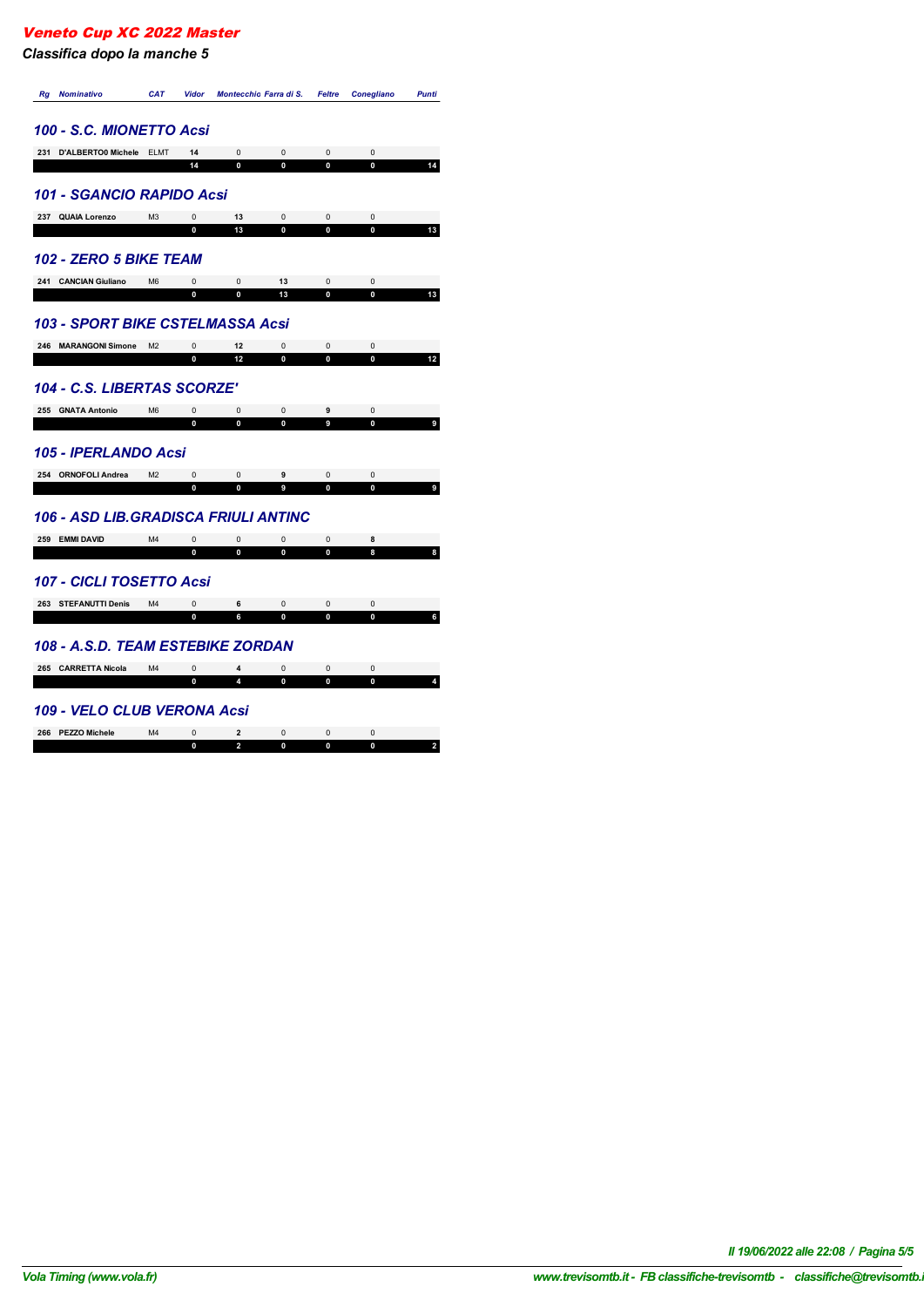# Veneto Cup XC 2022 Master

## Classifica dopo la manche 5

| Rg | Nominativo | CAT | Vidor | Montecchio | Farra di S. | Feltre | Conegliano | Punti |
|---|---|---|---|---|---|---|---|---|

### 100 - S.C. MIONETTO Acsi

| Rg | Nominativo | CAT | Vidor | Montecchio | Farra di S. | Feltre | Conegliano | Punti |
|---|---|---|---|---|---|---|---|---|
| 231 | D'ALBERTO0 Michele | ELMT | 14 | 0 | 0 | 0 | 0 | |
| | | | 14 | 0 | 0 | 0 | 0 | 14 |

### 101 - SGANCIO RAPIDO Acsi

| Rg | Nominativo | CAT | Vidor | Montecchio | Farra di S. | Feltre | Conegliano | Punti |
|---|---|---|---|---|---|---|---|---|
| 237 | QUAIA Lorenzo | M3 | 0 | 13 | 0 | 0 | 0 | |
| | | | 0 | 13 | 0 | 0 | 0 | 13 |

### 102 - ZERO 5 BIKE TEAM

| Rg | Nominativo | CAT | Vidor | Montecchio | Farra di S. | Feltre | Conegliano | Punti |
|---|---|---|---|---|---|---|---|---|
| 241 | CANCIAN Giuliano | M6 | 0 | 0 | 13 | 0 | 0 | |
| | | | 0 | 0 | 13 | 0 | 0 | 13 |

### 103 - SPORT BIKE CSTELMASSA Acsi

| Rg | Nominativo | CAT | Vidor | Montecchio | Farra di S. | Feltre | Conegliano | Punti |
|---|---|---|---|---|---|---|---|---|
| 246 | MARANGONI Simone | M2 | 0 | 12 | 0 | 0 | 0 | |
| | | | 0 | 12 | 0 | 0 | 0 | 12 |

### 104 - C.S. LIBERTAS SCORZE'

| Rg | Nominativo | CAT | Vidor | Montecchio | Farra di S. | Feltre | Conegliano | Punti |
|---|---|---|---|---|---|---|---|---|
| 255 | GNATA Antonio | M6 | 0 | 0 | 0 | 9 | 0 | |
| | | | 0 | 0 | 0 | 9 | 0 | 9 |

### 105 - IPERLANDO Acsi

| Rg | Nominativo | CAT | Vidor | Montecchio | Farra di S. | Feltre | Conegliano | Punti |
|---|---|---|---|---|---|---|---|---|
| 254 | ORNOFOLI Andrea | M2 | 0 | 0 | 9 | 0 | 0 | |
| | | | 0 | 0 | 9 | 0 | 0 | 9 |

### 106 - ASD LIB.GRADISCA FRIULI ANTINC

| Rg | Nominativo | CAT | Vidor | Montecchio | Farra di S. | Feltre | Conegliano | Punti |
|---|---|---|---|---|---|---|---|---|
| 259 | EMMI DAVID | M4 | 0 | 0 | 0 | 0 | 8 | |
| | | | 0 | 0 | 0 | 0 | 8 | 8 |

### 107 - CICLI TOSETTO Acsi

| Rg | Nominativo | CAT | Vidor | Montecchio | Farra di S. | Feltre | Conegliano | Punti |
|---|---|---|---|---|---|---|---|---|
| 263 | STEFANUTTI Denis | M4 | 0 | 6 | 0 | 0 | 0 | |
| | | | 0 | 6 | 0 | 0 | 0 | 6 |

### 108 - A.S.D. TEAM ESTEBIKE ZORDAN

| Rg | Nominativo | CAT | Vidor | Montecchio | Farra di S. | Feltre | Conegliano | Punti |
|---|---|---|---|---|---|---|---|---|
| 265 | CARRETTA Nicola | M4 | 0 | 4 | 0 | 0 | 0 | |
| | | | 0 | 4 | 0 | 0 | 0 | 4 |

### 109 - VELO CLUB VERONA Acsi

| Rg | Nominativo | CAT | Vidor | Montecchio | Farra di S. | Feltre | Conegliano | Punti |
|---|---|---|---|---|---|---|---|---|
| 266 | PEZZO Michele | M4 | 0 | 2 | 0 | 0 | 0 | |
| | | | 0 | 2 | 0 | 0 | 0 | 2 |

*Il 19/06/2022 alle 22:08*

*Vola Timing (www.vola.fr)* — *www.trevisomtb.it - FB classifiche-trevisomtb - classifiche@trevisomtb.i*